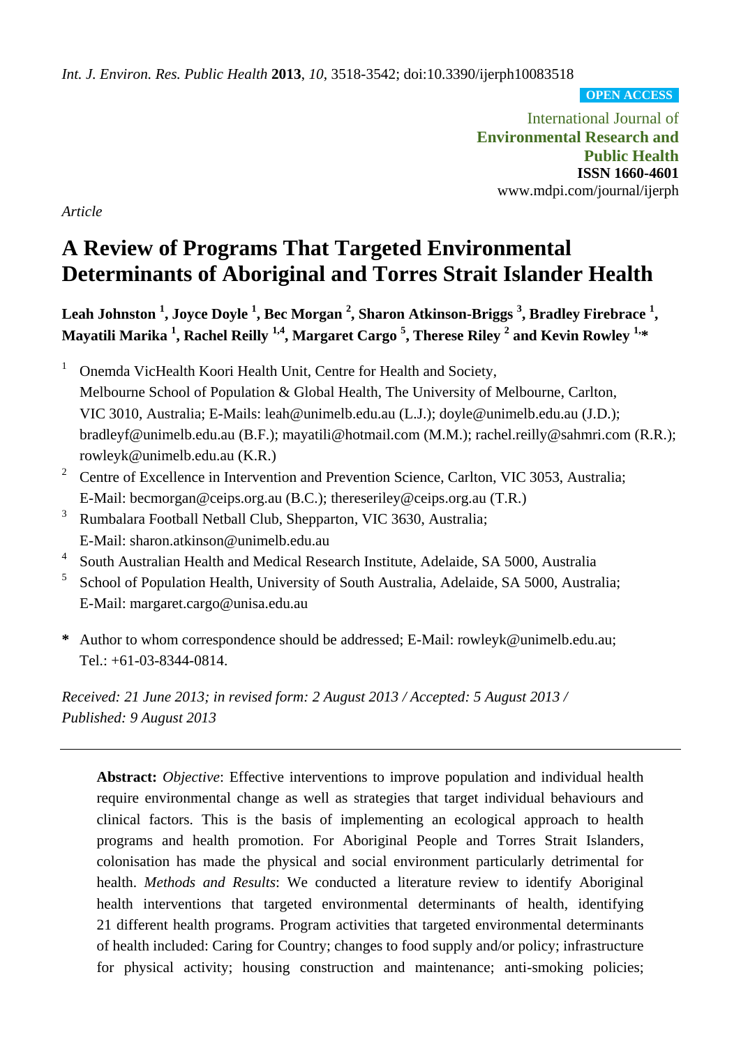*Int. J. Environ. Res. Public Health* **2013**, *10*, 3518-3542; doi:10.3390/ijerph10083518

**OPEN ACCESS**

International Journal of
**Environmental Research and Public Health**
**ISSN 1660-4601**
www.mdpi.com/journal/ijerph

*Article*

# A Review of Programs That Targeted Environmental Determinants of Aboriginal and Torres Strait Islander Health

**Leah Johnston [1], Joyce Doyle [1], Bec Morgan [2], Sharon Atkinson-Briggs [3], Bradley Firebrace [1], Mayatili Marika [1], Rachel Reilly [1,4], Margaret Cargo [5], Therese Riley [2] and Kevin Rowley [1,*]**

1. Onemda VicHealth Koori Health Unit, Centre for Health and Society, Melbourne School of Population & Global Health, The University of Melbourne, Carlton, VIC 3010, Australia; E-Mails: leah@unimelb.edu.au (L.J.); doyle@unimelb.edu.au (J.D.); bradleyf@unimelb.edu.au (B.F.); mayatili@hotmail.com (M.M.); rachel.reilly@sahmri.com (R.R.); rowleyk@unimelb.edu.au (K.R.)
2. Centre of Excellence in Intervention and Prevention Science, Carlton, VIC 3053, Australia; E-Mail: becmorgan@ceips.org.au (B.C.); thereseriley@ceips.org.au (T.R.)
3. Rumbalara Football Netball Club, Shepparton, VIC 3630, Australia; E-Mail: sharon.atkinson@unimelb.edu.au
4. South Australian Health and Medical Research Institute, Adelaide, SA 5000, Australia
5. School of Population Health, University of South Australia, Adelaide, SA 5000, Australia; E-Mail: margaret.cargo@unisa.edu.au

\* Author to whom correspondence should be addressed; E-Mail: rowleyk@unimelb.edu.au; Tel.: +61-03-8344-0814.

*Received: 21 June 2013; in revised form: 2 August 2013 / Accepted: 5 August 2013 / Published: 9 August 2013*

---

**Abstract:** *Objective*: Effective interventions to improve population and individual health require environmental change as well as strategies that target individual behaviours and clinical factors. This is the basis of implementing an ecological approach to health programs and health promotion. For Aboriginal People and Torres Strait Islanders, colonisation has made the physical and social environment particularly detrimental for health. *Methods and Results*: We conducted a literature review to identify Aboriginal health interventions that targeted environmental determinants of health, identifying 21 different health programs. Program activities that targeted environmental determinants of health included: Caring for Country; changes to food supply and/or policy; infrastructure for physical activity; housing construction and maintenance; anti-smoking policies;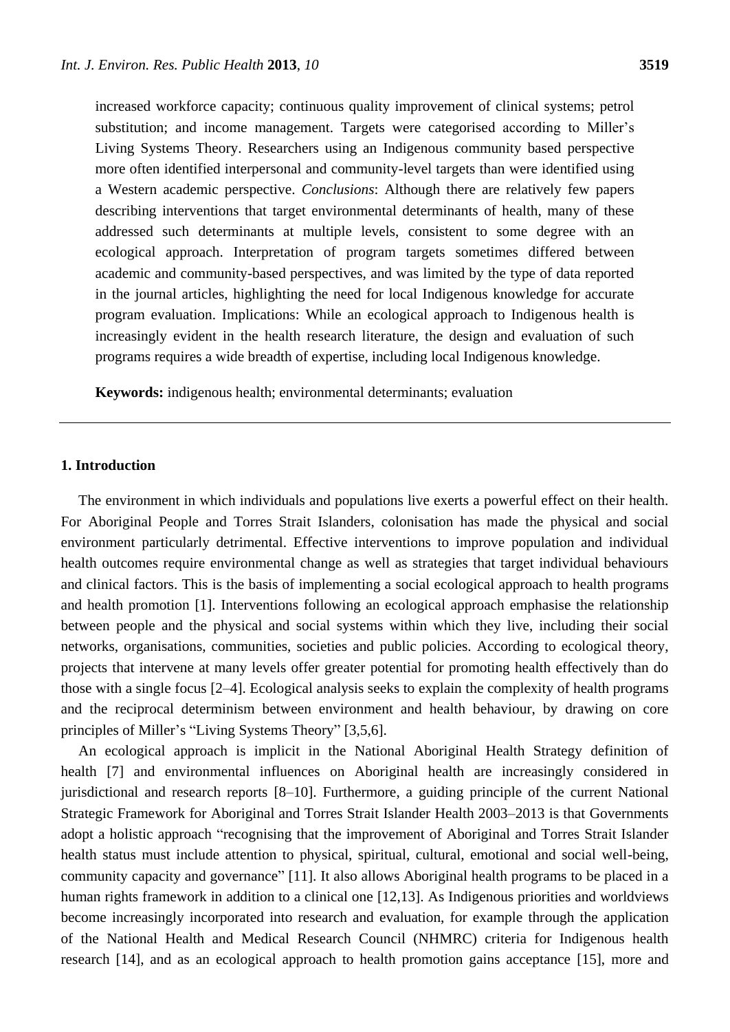increased workforce capacity; continuous quality improvement of clinical systems; petrol substitution; and income management. Targets were categorised according to Miller's Living Systems Theory. Researchers using an Indigenous community based perspective more often identified interpersonal and community-level targets than were identified using a Western academic perspective. *Conclusions*: Although there are relatively few papers describing interventions that target environmental determinants of health, many of these addressed such determinants at multiple levels, consistent to some degree with an ecological approach. Interpretation of program targets sometimes differed between academic and community-based perspectives, and was limited by the type of data reported in the journal articles, highlighting the need for local Indigenous knowledge for accurate program evaluation. Implications: While an ecological approach to Indigenous health is increasingly evident in the health research literature, the design and evaluation of such programs requires a wide breadth of expertise, including local Indigenous knowledge.

**Keywords:** indigenous health; environmental determinants; evaluation

---

## 1. Introduction

The environment in which individuals and populations live exerts a powerful effect on their health. For Aboriginal People and Torres Strait Islanders, colonisation has made the physical and social environment particularly detrimental. Effective interventions to improve population and individual health outcomes require environmental change as well as strategies that target individual behaviours and clinical factors. This is the basis of implementing a social ecological approach to health programs and health promotion [1]. Interventions following an ecological approach emphasise the relationship between people and the physical and social systems within which they live, including their social networks, organisations, communities, societies and public policies. According to ecological theory, projects that intervene at many levels offer greater potential for promoting health effectively than do those with a single focus [2–4]. Ecological analysis seeks to explain the complexity of health programs and the reciprocal determinism between environment and health behaviour, by drawing on core principles of Miller's "Living Systems Theory" [3,5,6].

An ecological approach is implicit in the National Aboriginal Health Strategy definition of health [7] and environmental influences on Aboriginal health are increasingly considered in jurisdictional and research reports [8–10]. Furthermore, a guiding principle of the current National Strategic Framework for Aboriginal and Torres Strait Islander Health 2003–2013 is that Governments adopt a holistic approach "recognising that the improvement of Aboriginal and Torres Strait Islander health status must include attention to physical, spiritual, cultural, emotional and social well-being, community capacity and governance" [11]. It also allows Aboriginal health programs to be placed in a human rights framework in addition to a clinical one [12,13]. As Indigenous priorities and worldviews become increasingly incorporated into research and evaluation, for example through the application of the National Health and Medical Research Council (NHMRC) criteria for Indigenous health research [14], and as an ecological approach to health promotion gains acceptance [15], more and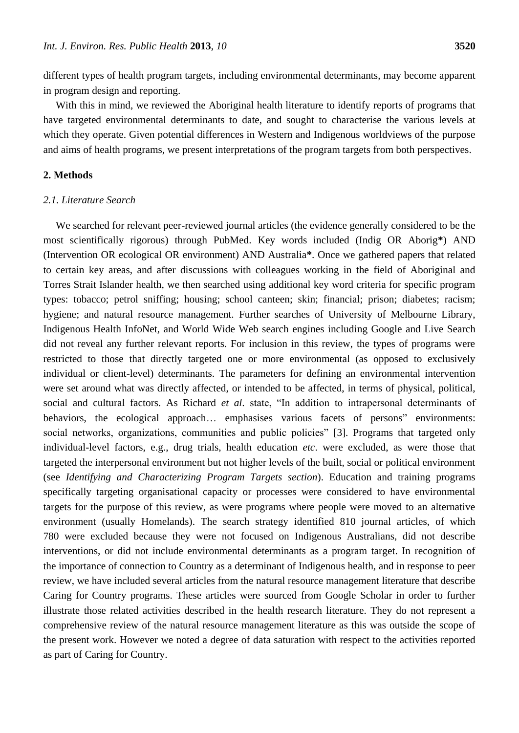different types of health program targets, including environmental determinants, may become apparent in program design and reporting.

With this in mind, we reviewed the Aboriginal health literature to identify reports of programs that have targeted environmental determinants to date, and sought to characterise the various levels at which they operate. Given potential differences in Western and Indigenous worldviews of the purpose and aims of health programs, we present interpretations of the program targets from both perspectives.

## 2. Methods

### *2.1. Literature Search*

We searched for relevant peer-reviewed journal articles (the evidence generally considered to be the most scientifically rigorous) through PubMed. Key words included (Indig OR Aborig**\***) AND (Intervention OR ecological OR environment) AND Australia**\***. Once we gathered papers that related to certain key areas, and after discussions with colleagues working in the field of Aboriginal and Torres Strait Islander health, we then searched using additional key word criteria for specific program types: tobacco; petrol sniffing; housing; school canteen; skin; financial; prison; diabetes; racism; hygiene; and natural resource management. Further searches of University of Melbourne Library, Indigenous Health InfoNet, and World Wide Web search engines including Google and Live Search did not reveal any further relevant reports. For inclusion in this review, the types of programs were restricted to those that directly targeted one or more environmental (as opposed to exclusively individual or client-level) determinants. The parameters for defining an environmental intervention were set around what was directly affected, or intended to be affected, in terms of physical, political, social and cultural factors. As Richard *et al*. state, "In addition to intrapersonal determinants of behaviors, the ecological approach… emphasises various facets of persons" environments: social networks, organizations, communities and public policies" [3]. Programs that targeted only individual-level factors, e.g., drug trials, health education *etc*. were excluded, as were those that targeted the interpersonal environment but not higher levels of the built, social or political environment (see *Identifying and Characterizing Program Targets section*). Education and training programs specifically targeting organisational capacity or processes were considered to have environmental targets for the purpose of this review, as were programs where people were moved to an alternative environment (usually Homelands). The search strategy identified 810 journal articles, of which 780 were excluded because they were not focused on Indigenous Australians, did not describe interventions, or did not include environmental determinants as a program target. In recognition of the importance of connection to Country as a determinant of Indigenous health, and in response to peer review, we have included several articles from the natural resource management literature that describe Caring for Country programs. These articles were sourced from Google Scholar in order to further illustrate those related activities described in the health research literature. They do not represent a comprehensive review of the natural resource management literature as this was outside the scope of the present work. However we noted a degree of data saturation with respect to the activities reported as part of Caring for Country.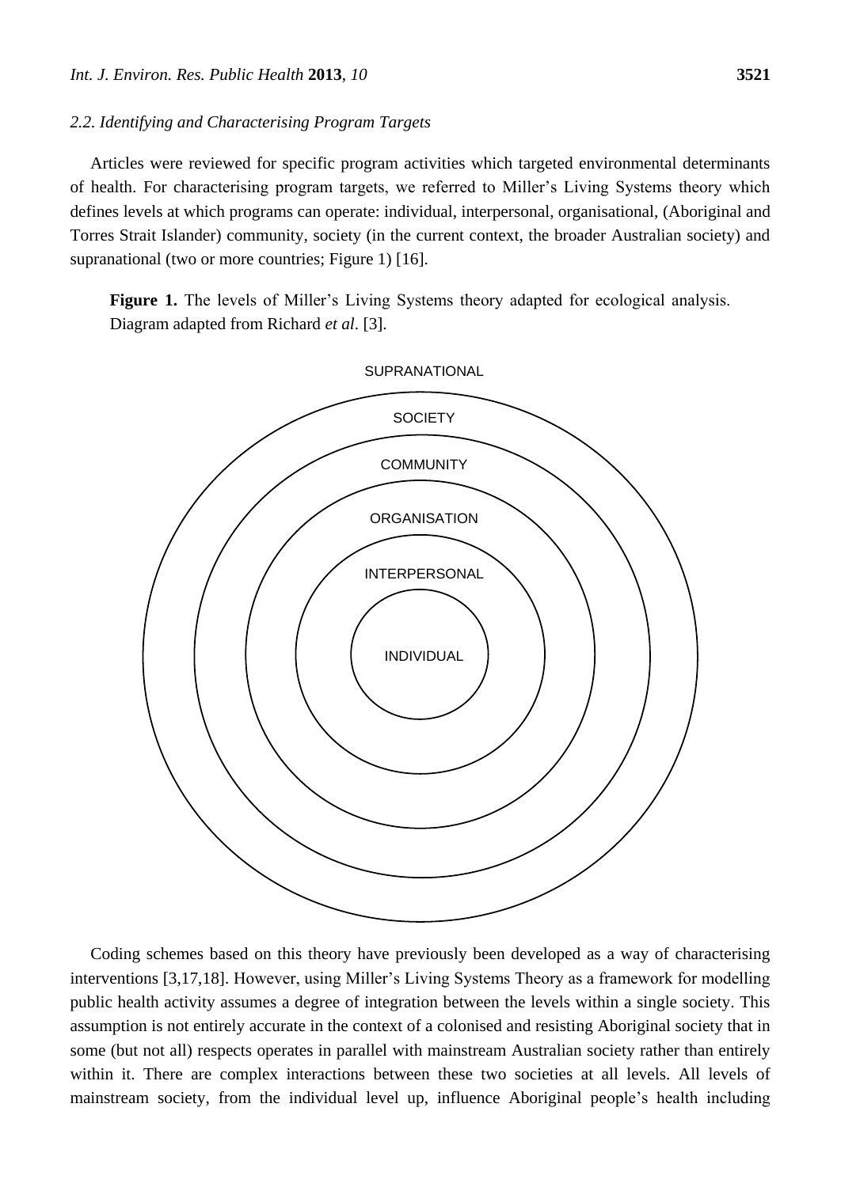### 2.2. Identifying and Characterising Program Targets

Articles were reviewed for specific program activities which targeted environmental determinants of health. For characterising program targets, we referred to Miller's Living Systems theory which defines levels at which programs can operate: individual, interpersonal, organisational, (Aboriginal and Torres Strait Islander) community, society (in the current context, the broader Australian society) and supranational (two or more countries; Figure 1) [16].

**Figure 1.** The levels of Miller's Living Systems theory adapted for ecological analysis. Diagram adapted from Richard *et al*. [3].

SUPRANATIONAL

SOCIETY

COMMUNITY

ORGANISATION

INTERPERSONAL

INDIVIDUAL

Coding schemes based on this theory have previously been developed as a way of characterising interventions [3,17,18]. However, using Miller's Living Systems Theory as a framework for modelling public health activity assumes a degree of integration between the levels within a single society. This assumption is not entirely accurate in the context of a colonised and resisting Aboriginal society that in some (but not all) respects operates in parallel with mainstream Australian society rather than entirely within it. There are complex interactions between these two societies at all levels. All levels of mainstream society, from the individual level up, influence Aboriginal people's health including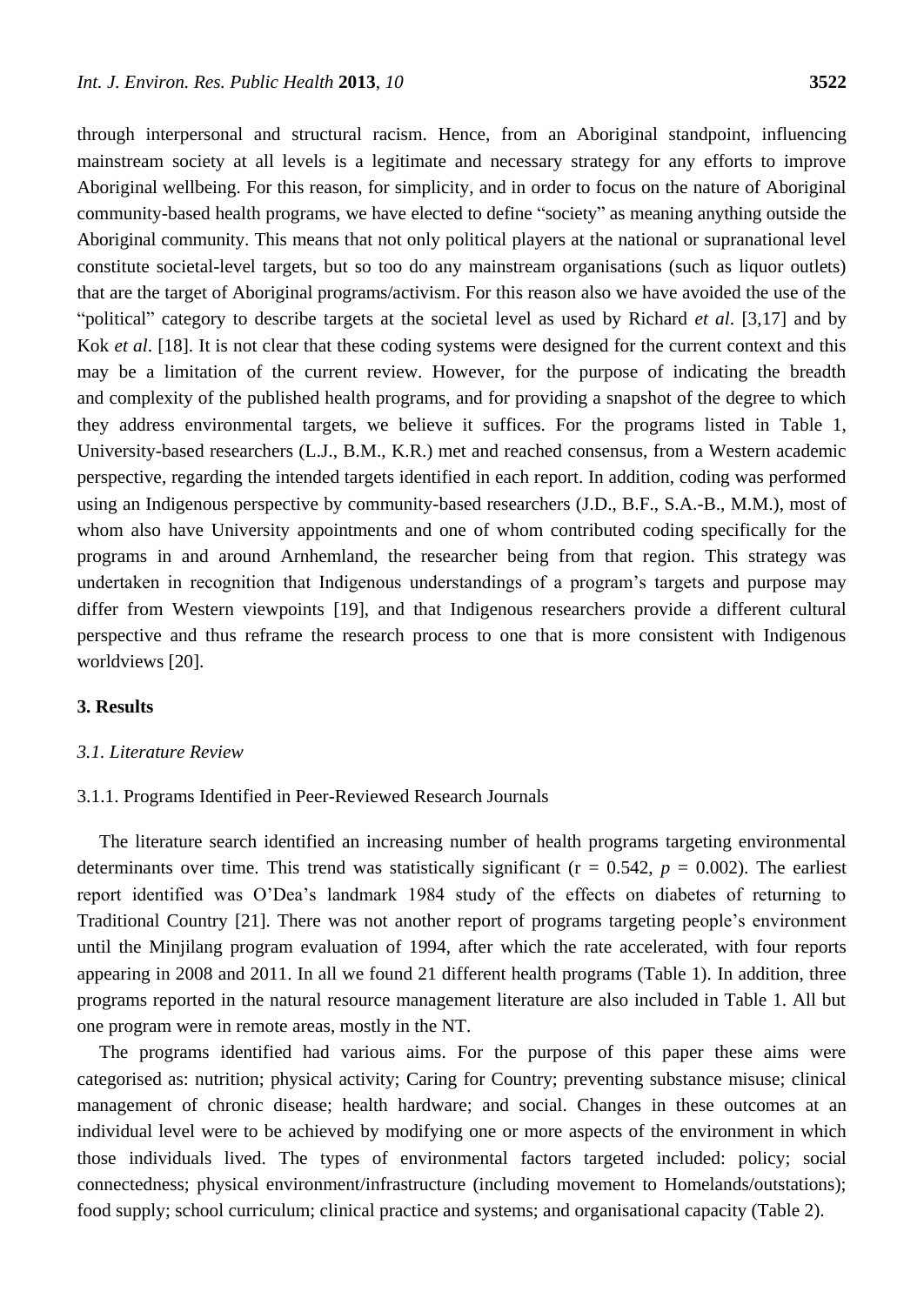through interpersonal and structural racism. Hence, from an Aboriginal standpoint, influencing mainstream society at all levels is a legitimate and necessary strategy for any efforts to improve Aboriginal wellbeing. For this reason, for simplicity, and in order to focus on the nature of Aboriginal community-based health programs, we have elected to define "society" as meaning anything outside the Aboriginal community. This means that not only political players at the national or supranational level constitute societal-level targets, but so too do any mainstream organisations (such as liquor outlets) that are the target of Aboriginal programs/activism. For this reason also we have avoided the use of the "political" category to describe targets at the societal level as used by Richard *et al*. [3,17] and by Kok *et al*. [18]. It is not clear that these coding systems were designed for the current context and this may be a limitation of the current review. However, for the purpose of indicating the breadth and complexity of the published health programs, and for providing a snapshot of the degree to which they address environmental targets, we believe it suffices. For the programs listed in Table 1, University-based researchers (L.J., B.M., K.R.) met and reached consensus, from a Western academic perspective, regarding the intended targets identified in each report. In addition, coding was performed using an Indigenous perspective by community-based researchers (J.D., B.F., S.A.-B., M.M.), most of whom also have University appointments and one of whom contributed coding specifically for the programs in and around Arnhemland, the researcher being from that region. This strategy was undertaken in recognition that Indigenous understandings of a program's targets and purpose may differ from Western viewpoints [19], and that Indigenous researchers provide a different cultural perspective and thus reframe the research process to one that is more consistent with Indigenous worldviews [20].

## 3. Results

### *3.1. Literature Review*

#### 3.1.1. Programs Identified in Peer-Reviewed Research Journals

The literature search identified an increasing number of health programs targeting environmental determinants over time. This trend was statistically significant ($r = 0.542$, $p = 0.002$). The earliest report identified was O'Dea's landmark 1984 study of the effects on diabetes of returning to Traditional Country [21]. There was not another report of programs targeting people's environment until the Minjilang program evaluation of 1994, after which the rate accelerated, with four reports appearing in 2008 and 2011. In all we found 21 different health programs (Table 1). In addition, three programs reported in the natural resource management literature are also included in Table 1. All but one program were in remote areas, mostly in the NT.

The programs identified had various aims. For the purpose of this paper these aims were categorised as: nutrition; physical activity; Caring for Country; preventing substance misuse; clinical management of chronic disease; health hardware; and social. Changes in these outcomes at an individual level were to be achieved by modifying one or more aspects of the environment in which those individuals lived. The types of environmental factors targeted included: policy; social connectedness; physical environment/infrastructure (including movement to Homelands/outstations); food supply; school curriculum; clinical practice and systems; and organisational capacity (Table 2).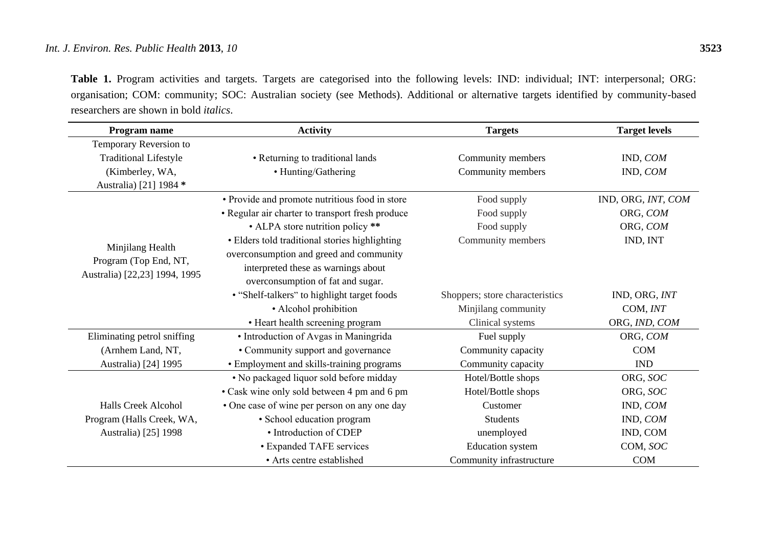**Table 1.** Program activities and targets. Targets are categorised into the following levels: IND: individual; INT: interpersonal; ORG: organisation; COM: community; SOC: Australian society (see Methods). Additional or alternative targets identified by community-based researchers are shown in bold *italics*.

| Program name | Activity | Targets | Target levels |
|---|---|---|---|
| Temporary Reversion to Traditional Lifestyle (Kimberley, WA, Australia) [21] 1984 **\*** | • Returning to traditional lands | Community members | IND, *COM* |
| | • Hunting/Gathering | Community members | IND, *COM* |
| Minjilang Health Program (Top End, NT, Australia) [22,23] 1994, 1995 | • Provide and promote nutritious food in store | Food supply | IND, ORG, *INT*, *COM* |
| | • Regular air charter to transport fresh produce | Food supply | ORG, *COM* |
| | • ALPA store nutrition policy **\*\*** | Food supply | ORG, *COM* |
| | • Elders told traditional stories highlighting overconsumption and greed and community interpreted these as warnings about overconsumption of fat and sugar. | Community members | IND, INT |
| | • "Shelf-talkers" to highlight target foods | Shoppers; store characteristics | IND, ORG, *INT* |
| | • Alcohol prohibition | Minjilang community | COM, *INT* |
| | • Heart health screening program | Clinical systems | ORG, *IND*, *COM* |
| Eliminating petrol sniffing (Arnhem Land, NT, Australia) [24] 1995 | • Introduction of Avgas in Maningrida | Fuel supply | ORG, *COM* |
| | • Community support and governance | Community capacity | COM |
| | • Employment and skills-training programs | Community capacity | IND |
| Halls Creek Alcohol Program (Halls Creek, WA, Australia) [25] 1998 | • No packaged liquor sold before midday | Hotel/Bottle shops | ORG, *SOC* |
| | • Cask wine only sold between 4 pm and 6 pm | Hotel/Bottle shops | ORG, *SOC* |
| | • One case of wine per person on any one day | Customer | IND, *COM* |
| | • School education program | Students | IND, *COM* |
| | • Introduction of CDEP | unemployed | IND, COM |
| | • Expanded TAFE services | Education system | COM, *SOC* |
| | • Arts centre established | Community infrastructure | COM |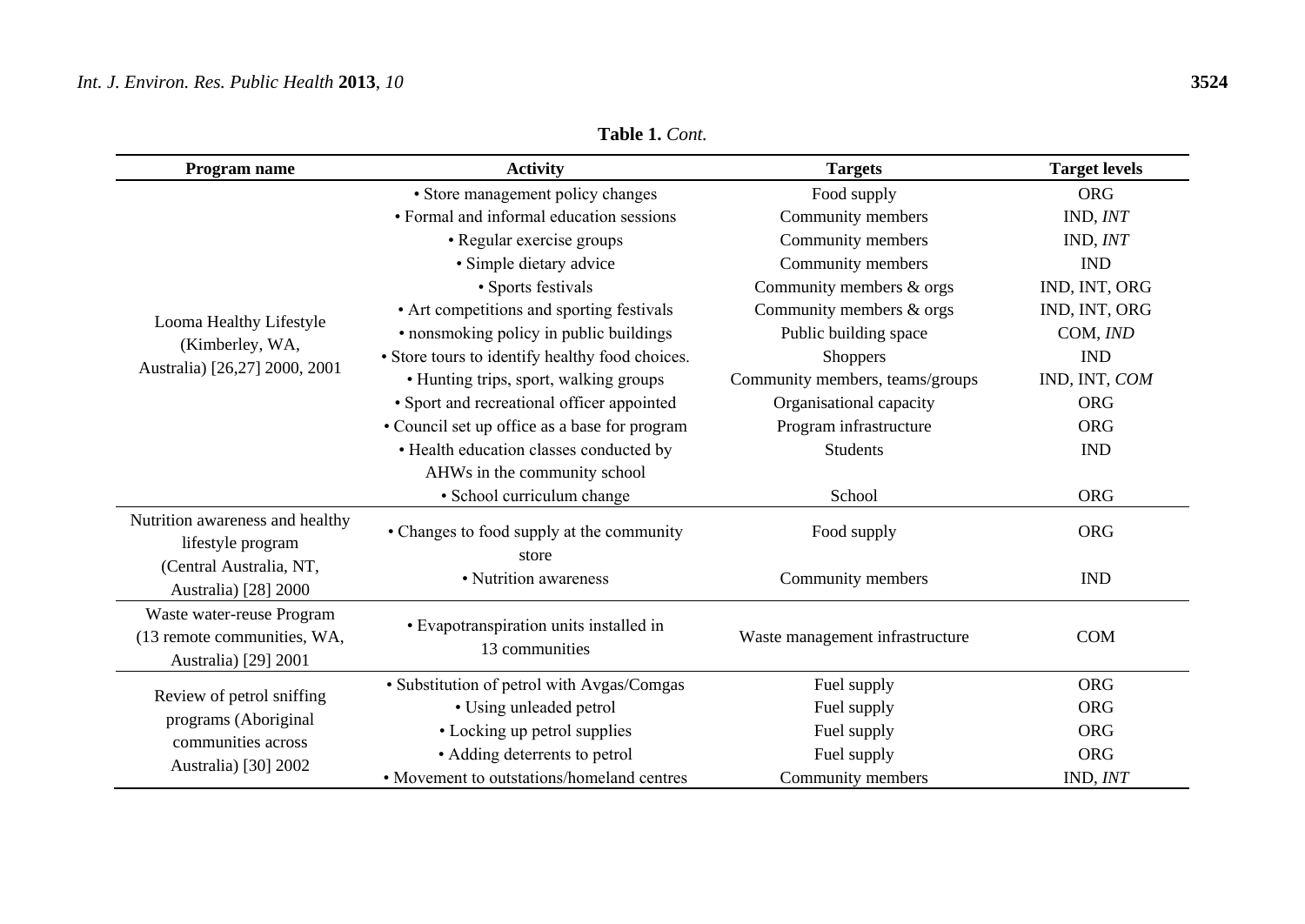**Table 1.** *Cont.*

| Program name | Activity | Targets | Target levels |
|---|---|---|---|
| Looma Healthy Lifestyle (Kimberley, WA, Australia) [26,27] 2000, 2001 | • Store management policy changes | Food supply | ORG |
| | • Formal and informal education sessions | Community members | IND, *INT* |
| | • Regular exercise groups | Community members | IND, *INT* |
| | • Simple dietary advice | Community members | IND |
| | • Sports festivals | Community members & orgs | IND, INT, ORG |
| | • Art competitions and sporting festivals | Community members & orgs | IND, INT, ORG |
| | • nonsmoking policy in public buildings | Public building space | COM, *IND* |
| | • Store tours to identify healthy food choices. | Shoppers | IND |
| | • Hunting trips, sport, walking groups | Community members, teams/groups | IND, INT, *COM* |
| | • Sport and recreational officer appointed | Organisational capacity | ORG |
| | • Council set up office as a base for program | Program infrastructure | ORG |
| | • Health education classes conducted by AHWs in the community school | Students | IND |
| | • School curriculum change | School | ORG |
| Nutrition awareness and healthy lifestyle program (Central Australia, NT, Australia) [28] 2000 | • Changes to food supply at the community store | Food supply | ORG |
| | • Nutrition awareness | Community members | IND |
| Waste water-reuse Program (13 remote communities, WA, Australia) [29] 2001 | • Evapotranspiration units installed in 13 communities | Waste management infrastructure | COM |
| Review of petrol sniffing programs (Aboriginal communities across Australia) [30] 2002 | • Substitution of petrol with Avgas/Comgas | Fuel supply | ORG |
| | • Using unleaded petrol | Fuel supply | ORG |
| | • Locking up petrol supplies | Fuel supply | ORG |
| | • Adding deterrents to petrol | Fuel supply | ORG |
| | • Movement to outstations/homeland centres | Community members | IND, *INT* |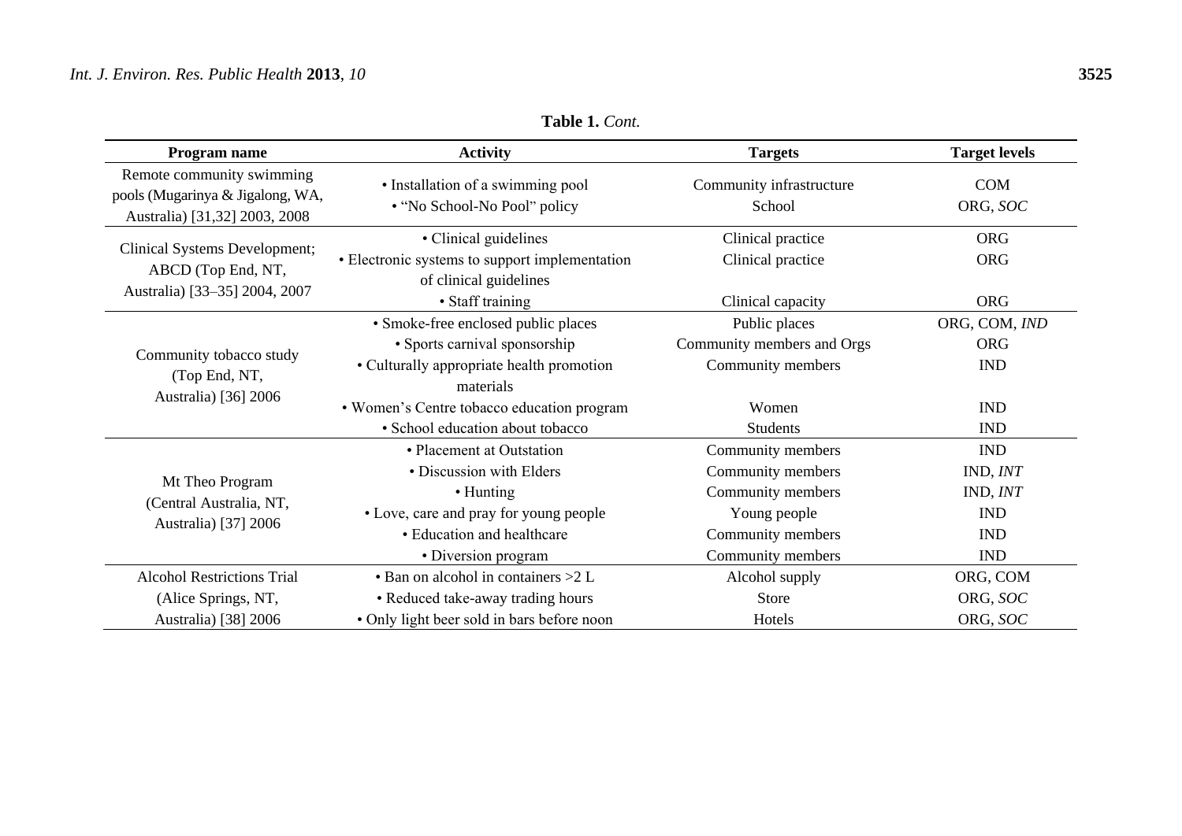**Table 1.** *Cont.*

| Program name | Activity | Targets | Target levels |
|---|---|---|---|
| Remote community swimming pools (Mugarinya & Jigalong, WA, Australia) [31,32] 2003, 2008 | • Installation of a swimming pool | Community infrastructure | COM |
| | • "No School-No Pool" policy | School | ORG, *SOC* |
| Clinical Systems Development; ABCD (Top End, NT, Australia) [33–35] 2004, 2007 | • Clinical guidelines | Clinical practice | ORG |
| | • Electronic systems to support implementation of clinical guidelines | Clinical practice | ORG |
| | • Staff training | Clinical capacity | ORG |
| Community tobacco study (Top End, NT, Australia) [36] 2006 | • Smoke-free enclosed public places | Public places | ORG, COM, *IND* |
| | • Sports carnival sponsorship | Community members and Orgs | ORG |
| | • Culturally appropriate health promotion materials | Community members | IND |
| | • Women's Centre tobacco education program | Women | IND |
| | • School education about tobacco | Students | IND |
| Mt Theo Program (Central Australia, NT, Australia) [37] 2006 | • Placement at Outstation | Community members | IND |
| | • Discussion with Elders | Community members | IND, *INT* |
| | • Hunting | Community members | IND, *INT* |
| | • Love, care and pray for young people | Young people | IND |
| | • Education and healthcare | Community members | IND |
| | • Diversion program | Community members | IND |
| Alcohol Restrictions Trial (Alice Springs, NT, Australia) [38] 2006 | • Ban on alcohol in containers >2 L | Alcohol supply | ORG, COM |
| | • Reduced take-away trading hours | Store | ORG, *SOC* |
| | • Only light beer sold in bars before noon | Hotels | ORG, *SOC* |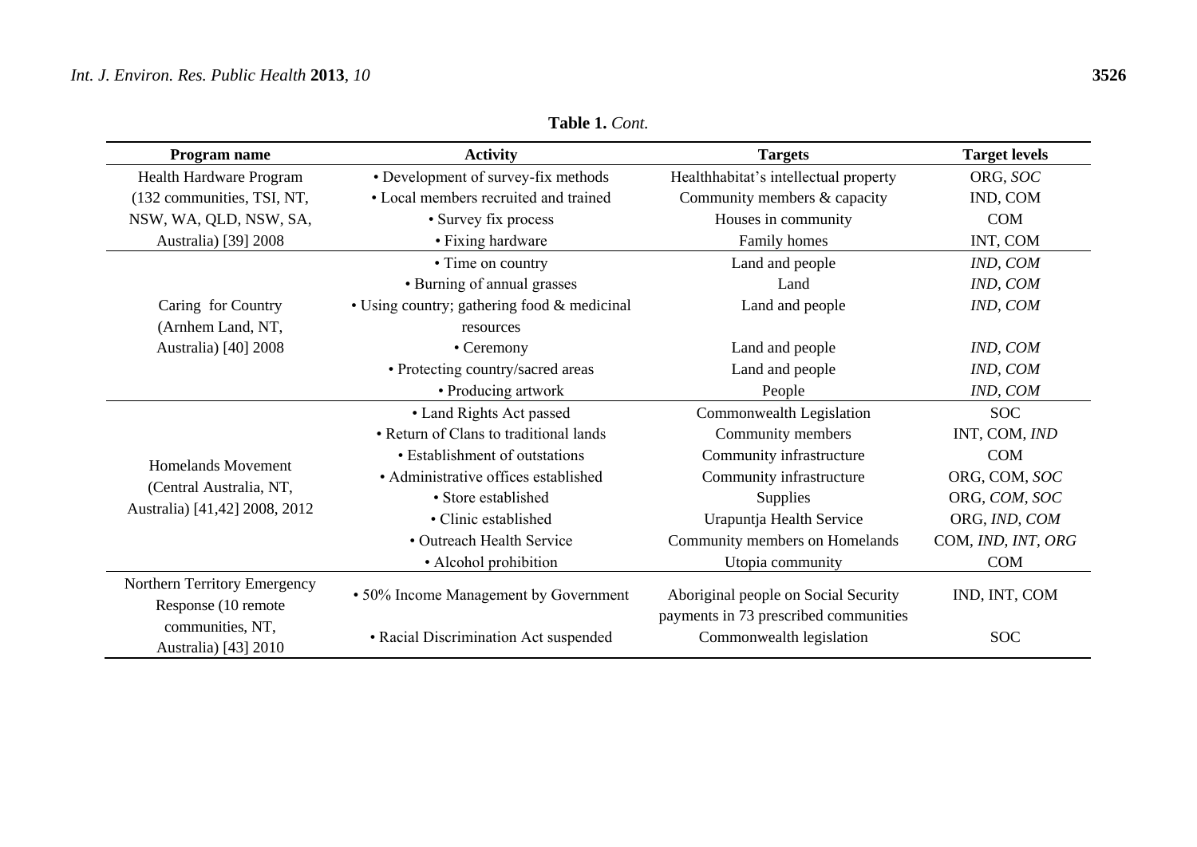**Table 1.** *Cont.*

| Program name | Activity | Targets | Target levels |
|---|---|---|---|
| Health Hardware Program (132 communities, TSI, NT, NSW, WA, QLD, NSW, SA, Australia) [39] 2008 | • Development of survey-fix methods | Healthhabitat's intellectual property | ORG, *SOC* |
| | • Local members recruited and trained | Community members & capacity | IND, COM |
| | • Survey fix process | Houses in community | COM |
| | • Fixing hardware | Family homes | INT, COM |
| Caring for Country (Arnhem Land, NT, Australia) [40] 2008 | • Time on country | Land and people | *IND*, *COM* |
| | • Burning of annual grasses | Land | *IND*, *COM* |
| | • Using country; gathering food & medicinal resources | Land and people | *IND*, *COM* |
| | • Ceremony | Land and people | *IND*, *COM* |
| | • Protecting country/sacred areas | Land and people | *IND*, *COM* |
| | • Producing artwork | People | *IND*, *COM* |
| Homelands Movement (Central Australia, NT, Australia) [41,42] 2008, 2012 | • Land Rights Act passed | Commonwealth Legislation | SOC |
| | • Return of Clans to traditional lands | Community members | INT, COM, *IND* |
| | • Establishment of outstations | Community infrastructure | COM |
| | • Administrative offices established | Community infrastructure | ORG, COM, *SOC* |
| | • Store established | Supplies | ORG, *COM*, *SOC* |
| | • Clinic established | Urapuntja Health Service | ORG, *IND*, *COM* |
| | • Outreach Health Service | Community members on Homelands | COM, *IND*, *INT*, *ORG* |
| | • Alcohol prohibition | Utopia community | COM |
| Northern Territory Emergency Response (10 remote communities, NT, Australia) [43] 2010 | • 50% Income Management by Government | Aboriginal people on Social Security payments in 73 prescribed communities | IND, INT, COM |
| | • Racial Discrimination Act suspended | Commonwealth legislation | SOC |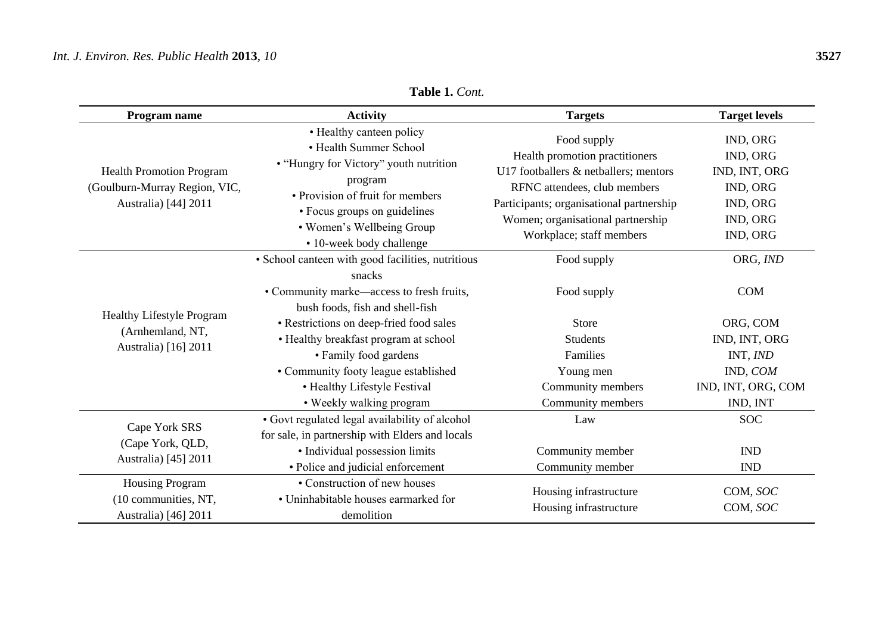**Table 1.** *Cont.*

| Program name | Activity | Targets | Target levels |
| --- | --- | --- | --- |
| Health Promotion Program (Goulburn-Murray Region, VIC, Australia) [44] 2011 | • Healthy canteen policy<br>• Health Summer School<br>• "Hungry for Victory" youth nutrition program<br>• Provision of fruit for members<br>• Focus groups on guidelines<br>• Women's Wellbeing Group<br>• 10-week body challenge | Food supply<br>Health promotion practitioners<br>U17 footballers & netballers; mentors<br>RFNC attendees, club members<br>Participants; organisational partnership<br>Women; organisational partnership<br>Workplace; staff members | IND, ORG<br>IND, ORG<br>IND, INT, ORG<br>IND, ORG<br>IND, ORG<br>IND, ORG<br>IND, ORG |
| Healthy Lifestyle Program (Arnhemland, NT, Australia) [16] 2011 | • School canteen with good facilities, nutritious snacks | Food supply | ORG, *IND* |
| | • Community marke—access to fresh fruits, bush foods, fish and shell-fish | Food supply | COM |
| | • Restrictions on deep-fried food sales | Store | ORG, COM |
| | • Healthy breakfast program at school | Students | IND, INT, ORG |
| | • Family food gardens | Families | INT, *IND* |
| | • Community footy league established | Young men | IND, *COM* |
| | • Healthy Lifestyle Festival | Community members | IND, INT, ORG, COM |
| | • Weekly walking program | Community members | IND, INT |
| Cape York SRS (Cape York, QLD, Australia) [45] 2011 | • Govt regulated legal availability of alcohol for sale, in partnership with Elders and locals | Law | SOC |
| | • Individual possession limits | Community member | IND |
| | • Police and judicial enforcement | Community member | IND |
| Housing Program (10 communities, NT, Australia) [46] 2011 | • Construction of new houses | Housing infrastructure | COM, *SOC* |
| | • Uninhabitable houses earmarked for demolition | Housing infrastructure | COM, *SOC* |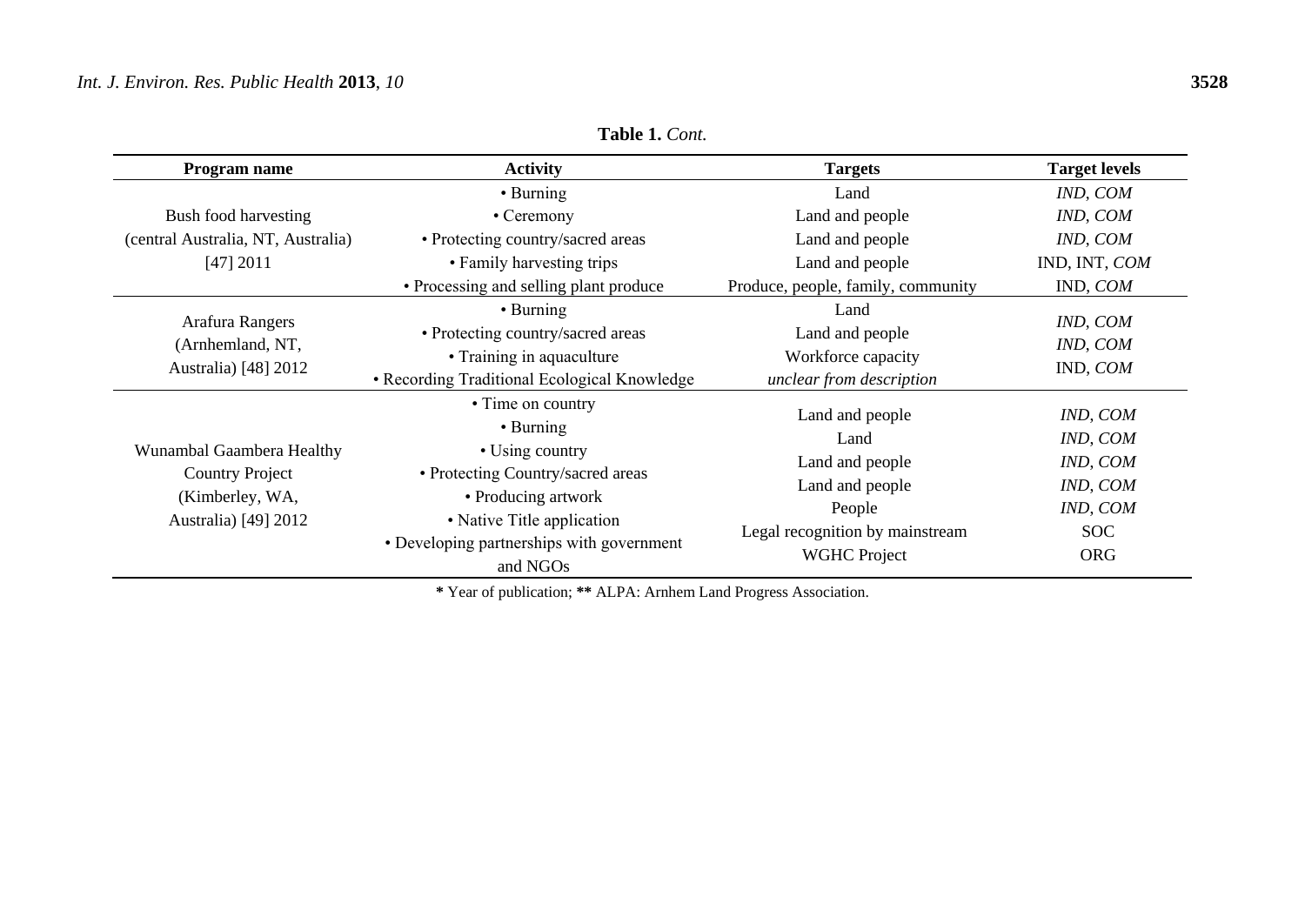**Table 1.** *Cont.*

| Program name | Activity | Targets | Target levels |
|---|---|---|---|
| Bush food harvesting (central Australia, NT, Australia) [47] 2011 | • Burning | Land | *IND*, *COM* |
| | • Ceremony | Land and people | *IND*, *COM* |
| | • Protecting country/sacred areas | Land and people | *IND*, *COM* |
| | • Family harvesting trips | Land and people | IND, INT, *COM* |
| | • Processing and selling plant produce | Produce, people, family, community | IND, *COM* |
| Arafura Rangers (Arnhemland, NT, Australia) [48] 2012 | • Burning | Land | *IND*, *COM* |
| | • Protecting country/sacred areas | Land and people | *IND*, *COM* |
| | • Training in aquaculture | Workforce capacity | IND, *COM* |
| | • Recording Traditional Ecological Knowledge | *unclear from description* | |
| Wunambal Gaambera Healthy Country Project (Kimberley, WA, Australia) [49] 2012 | • Time on country | Land and people | *IND*, *COM* |
| | • Burning | Land | *IND*, *COM* |
| | • Using country | Land and people | *IND*, *COM* |
| | • Protecting Country/sacred areas | Land and people | *IND*, *COM* |
| | • Producing artwork | People | *IND*, *COM* |
| | • Native Title application | Legal recognition by mainstream | SOC |
| | • Developing partnerships with government and NGOs | WGHC Project | ORG |

**\*** Year of publication; **\*\*** ALPA: Arnhem Land Progress Association.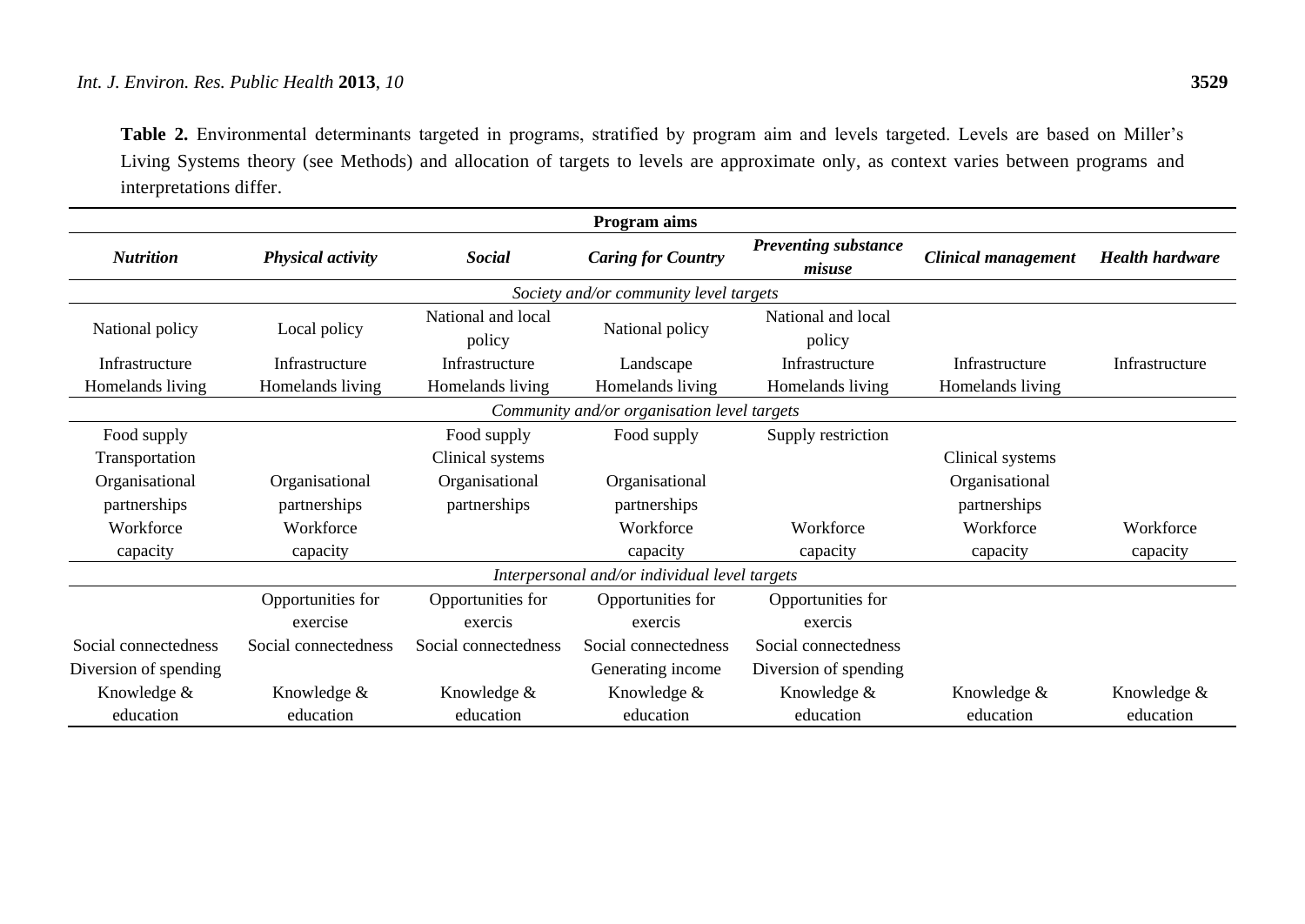**Table 2.** Environmental determinants targeted in programs, stratified by program aim and levels targeted. Levels are based on Miller's Living Systems theory (see Methods) and allocation of targets to levels are approximate only, as context varies between programs and interpretations differ.

| Program aims | | | | | | |
|---|---|---|---|---|---|---|
| ***Nutrition*** | ***Physical activity*** | ***Social*** | ***Caring for Country*** | ***Preventing substance misuse*** | ***Clinical management*** | ***Health hardware*** |
| *Society and/or community level targets* | | | | | | |
| National policy | Local policy | National and local policy | National policy | National and local policy | | |
| Infrastructure | Infrastructure | Infrastructure | Landscape | Infrastructure | Infrastructure | Infrastructure |
| Homelands living | Homelands living | Homelands living | Homelands living | Homelands living | Homelands living | |
| *Community and/or organisation level targets* | | | | | | |
| Food supply | | Food supply | Food supply | Supply restriction | | |
| Transportation | | Clinical systems | | | Clinical systems | |
| Organisational partnerships | Organisational partnerships | Organisational partnerships | Organisational partnerships | | Organisational partnerships | |
| Workforce capacity | Workforce capacity | | Workforce capacity | Workforce capacity | Workforce capacity | Workforce capacity |
| *Interpersonal and/or individual level targets* | | | | | | |
| | Opportunities for exercise | Opportunities for exercis | Opportunities for exercis | Opportunities for exercis | | |
| Social connectedness | Social connectedness | Social connectedness | Social connectedness | Social connectedness | | |
| Diversion of spending | | | Generating income | Diversion of spending | | |
| Knowledge & education | Knowledge & education | Knowledge & education | Knowledge & education | Knowledge & education | Knowledge & education | Knowledge & education |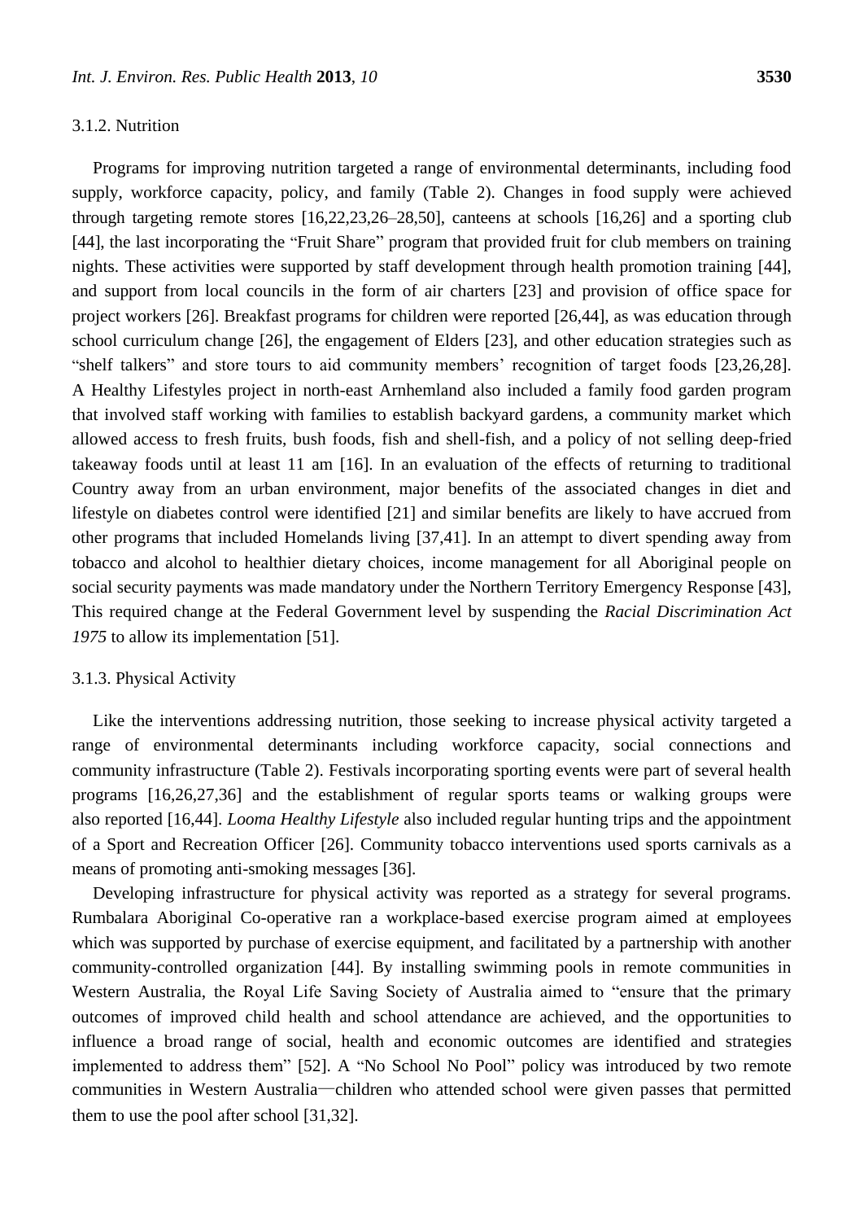#### 3.1.2. Nutrition

Programs for improving nutrition targeted a range of environmental determinants, including food supply, workforce capacity, policy, and family (Table 2). Changes in food supply were achieved through targeting remote stores [16,22,23,26–28,50], canteens at schools [16,26] and a sporting club [44], the last incorporating the "Fruit Share" program that provided fruit for club members on training nights. These activities were supported by staff development through health promotion training [44], and support from local councils in the form of air charters [23] and provision of office space for project workers [26]. Breakfast programs for children were reported [26,44], as was education through school curriculum change [26], the engagement of Elders [23], and other education strategies such as "shelf talkers" and store tours to aid community members' recognition of target foods [23,26,28]. A Healthy Lifestyles project in north-east Arnhemland also included a family food garden program that involved staff working with families to establish backyard gardens, a community market which allowed access to fresh fruits, bush foods, fish and shell-fish, and a policy of not selling deep-fried takeaway foods until at least 11 am [16]. In an evaluation of the effects of returning to traditional Country away from an urban environment, major benefits of the associated changes in diet and lifestyle on diabetes control were identified [21] and similar benefits are likely to have accrued from other programs that included Homelands living [37,41]. In an attempt to divert spending away from tobacco and alcohol to healthier dietary choices, income management for all Aboriginal people on social security payments was made mandatory under the Northern Territory Emergency Response [43], This required change at the Federal Government level by suspending the *Racial Discrimination Act 1975* to allow its implementation [51].

#### 3.1.3. Physical Activity

Like the interventions addressing nutrition, those seeking to increase physical activity targeted a range of environmental determinants including workforce capacity, social connections and community infrastructure (Table 2). Festivals incorporating sporting events were part of several health programs [16,26,27,36] and the establishment of regular sports teams or walking groups were also reported [16,44]. *Looma Healthy Lifestyle* also included regular hunting trips and the appointment of a Sport and Recreation Officer [26]. Community tobacco interventions used sports carnivals as a means of promoting anti-smoking messages [36].

Developing infrastructure for physical activity was reported as a strategy for several programs. Rumbalara Aboriginal Co-operative ran a workplace-based exercise program aimed at employees which was supported by purchase of exercise equipment, and facilitated by a partnership with another community-controlled organization [44]. By installing swimming pools in remote communities in Western Australia, the Royal Life Saving Society of Australia aimed to "ensure that the primary outcomes of improved child health and school attendance are achieved, and the opportunities to influence a broad range of social, health and economic outcomes are identified and strategies implemented to address them" [52]. A "No School No Pool" policy was introduced by two remote communities in Western Australia—children who attended school were given passes that permitted them to use the pool after school [31,32].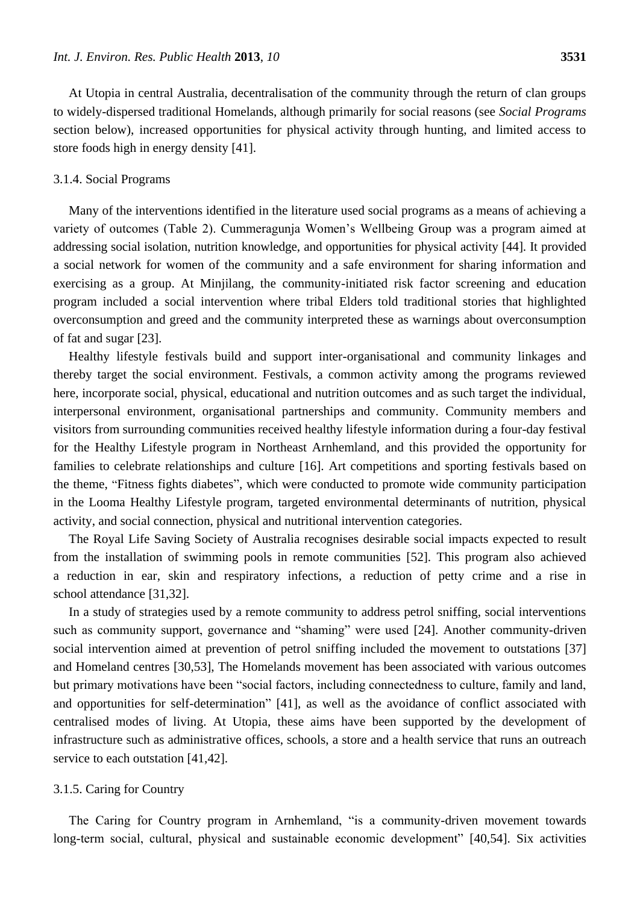At Utopia in central Australia, decentralisation of the community through the return of clan groups to widely-dispersed traditional Homelands, although primarily for social reasons (see *Social Programs* section below), increased opportunities for physical activity through hunting, and limited access to store foods high in energy density [41].

### 3.1.4. Social Programs

Many of the interventions identified in the literature used social programs as a means of achieving a variety of outcomes (Table 2). Cummeragunja Women's Wellbeing Group was a program aimed at addressing social isolation, nutrition knowledge, and opportunities for physical activity [44]. It provided a social network for women of the community and a safe environment for sharing information and exercising as a group. At Minjilang, the community-initiated risk factor screening and education program included a social intervention where tribal Elders told traditional stories that highlighted overconsumption and greed and the community interpreted these as warnings about overconsumption of fat and sugar [23].

Healthy lifestyle festivals build and support inter-organisational and community linkages and thereby target the social environment. Festivals, a common activity among the programs reviewed here, incorporate social, physical, educational and nutrition outcomes and as such target the individual, interpersonal environment, organisational partnerships and community. Community members and visitors from surrounding communities received healthy lifestyle information during a four-day festival for the Healthy Lifestyle program in Northeast Arnhemland, and this provided the opportunity for families to celebrate relationships and culture [16]. Art competitions and sporting festivals based on the theme, "Fitness fights diabetes", which were conducted to promote wide community participation in the Looma Healthy Lifestyle program, targeted environmental determinants of nutrition, physical activity, and social connection, physical and nutritional intervention categories.

The Royal Life Saving Society of Australia recognises desirable social impacts expected to result from the installation of swimming pools in remote communities [52]. This program also achieved a reduction in ear, skin and respiratory infections, a reduction of petty crime and a rise in school attendance [31,32].

In a study of strategies used by a remote community to address petrol sniffing, social interventions such as community support, governance and "shaming" were used [24]. Another community-driven social intervention aimed at prevention of petrol sniffing included the movement to outstations [37] and Homeland centres [30,53], The Homelands movement has been associated with various outcomes but primary motivations have been "social factors, including connectedness to culture, family and land, and opportunities for self-determination" [41], as well as the avoidance of conflict associated with centralised modes of living. At Utopia, these aims have been supported by the development of infrastructure such as administrative offices, schools, a store and a health service that runs an outreach service to each outstation [41,42].

### 3.1.5. Caring for Country

The Caring for Country program in Arnhemland, "is a community-driven movement towards long-term social, cultural, physical and sustainable economic development" [40,54]. Six activities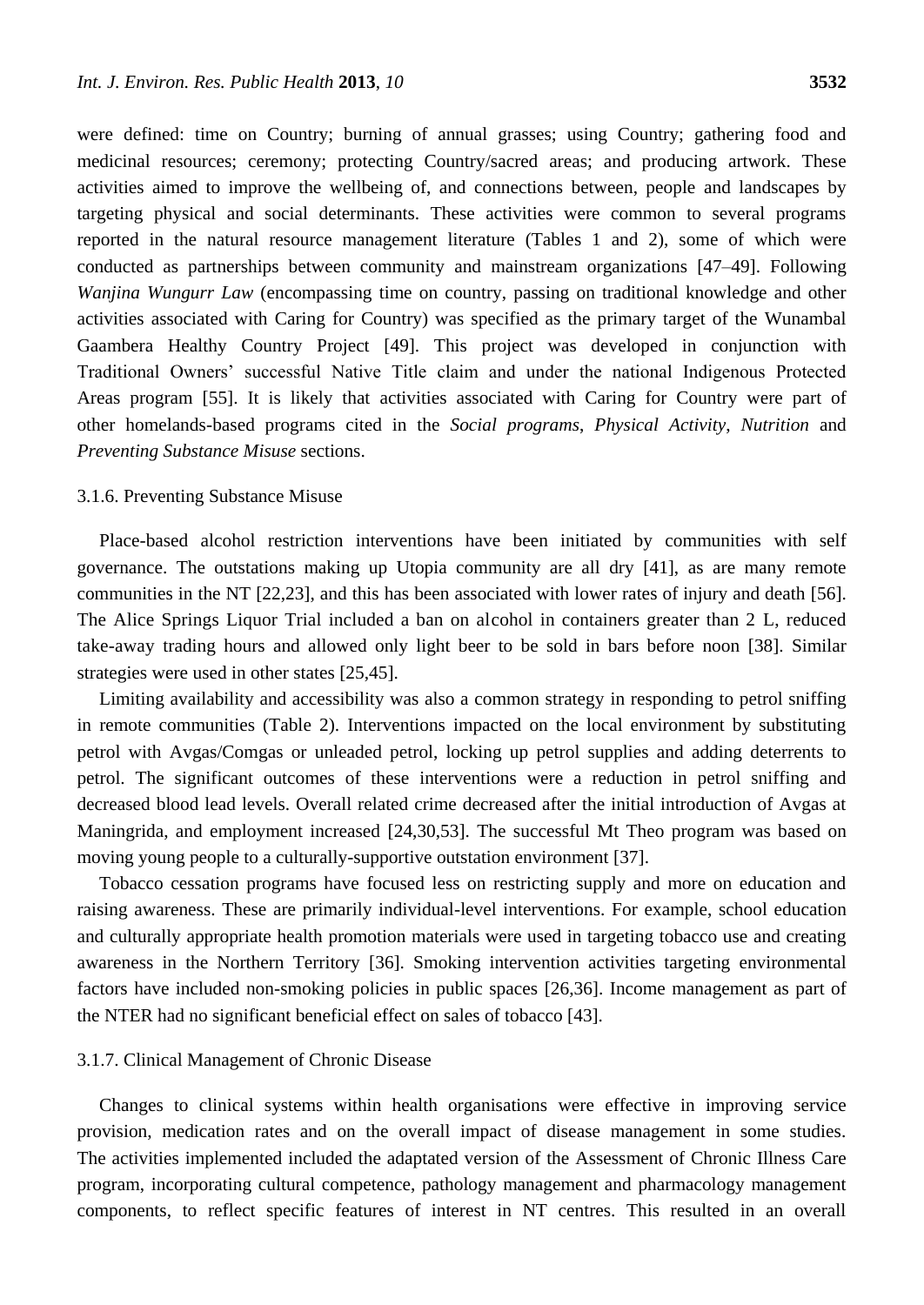were defined: time on Country; burning of annual grasses; using Country; gathering food and medicinal resources; ceremony; protecting Country/sacred areas; and producing artwork. These activities aimed to improve the wellbeing of, and connections between, people and landscapes by targeting physical and social determinants. These activities were common to several programs reported in the natural resource management literature (Tables 1 and 2), some of which were conducted as partnerships between community and mainstream organizations [47–49]. Following *Wanjina Wungurr Law* (encompassing time on country, passing on traditional knowledge and other activities associated with Caring for Country) was specified as the primary target of the Wunambal Gaambera Healthy Country Project [49]. This project was developed in conjunction with Traditional Owners' successful Native Title claim and under the national Indigenous Protected Areas program [55]. It is likely that activities associated with Caring for Country were part of other homelands-based programs cited in the *Social programs*, *Physical Activity*, *Nutrition* and *Preventing Substance Misuse* sections.

### 3.1.6. Preventing Substance Misuse

Place-based alcohol restriction interventions have been initiated by communities with self governance. The outstations making up Utopia community are all dry [41], as are many remote communities in the NT [22,23], and this has been associated with lower rates of injury and death [56]. The Alice Springs Liquor Trial included a ban on alcohol in containers greater than 2 L, reduced take-away trading hours and allowed only light beer to be sold in bars before noon [38]. Similar strategies were used in other states [25,45].

Limiting availability and accessibility was also a common strategy in responding to petrol sniffing in remote communities (Table 2). Interventions impacted on the local environment by substituting petrol with Avgas/Comgas or unleaded petrol, locking up petrol supplies and adding deterrents to petrol. The significant outcomes of these interventions were a reduction in petrol sniffing and decreased blood lead levels. Overall related crime decreased after the initial introduction of Avgas at Maningrida, and employment increased [24,30,53]. The successful Mt Theo program was based on moving young people to a culturally-supportive outstation environment [37].

Tobacco cessation programs have focused less on restricting supply and more on education and raising awareness. These are primarily individual-level interventions. For example, school education and culturally appropriate health promotion materials were used in targeting tobacco use and creating awareness in the Northern Territory [36]. Smoking intervention activities targeting environmental factors have included non-smoking policies in public spaces [26,36]. Income management as part of the NTER had no significant beneficial effect on sales of tobacco [43].

### 3.1.7. Clinical Management of Chronic Disease

Changes to clinical systems within health organisations were effective in improving service provision, medication rates and on the overall impact of disease management in some studies. The activities implemented included the adaptated version of the Assessment of Chronic Illness Care program, incorporating cultural competence, pathology management and pharmacology management components, to reflect specific features of interest in NT centres. This resulted in an overall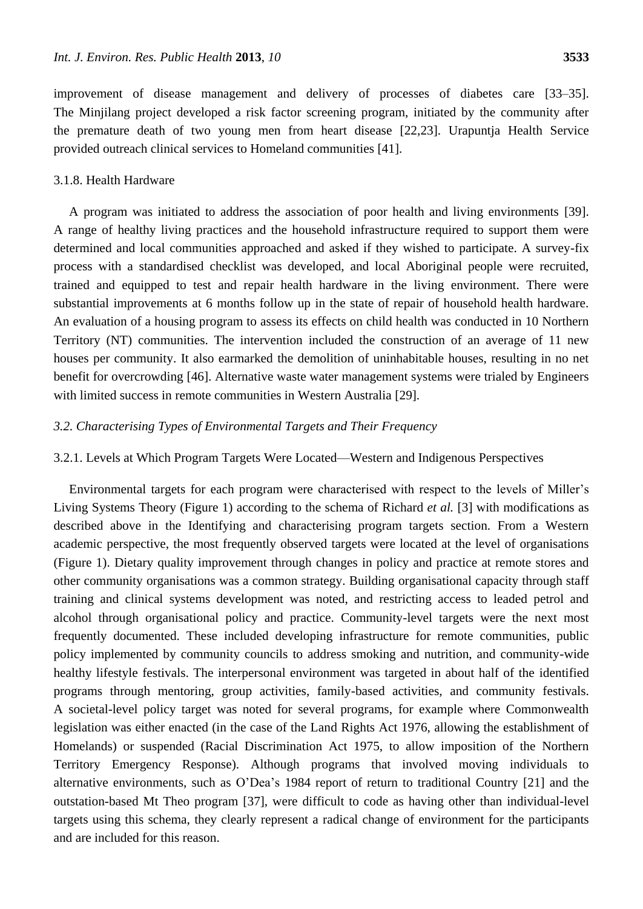improvement of disease management and delivery of processes of diabetes care [33–35]. The Minjilang project developed a risk factor screening program, initiated by the community after the premature death of two young men from heart disease [22,23]. Urapuntja Health Service provided outreach clinical services to Homeland communities [41].

#### 3.1.8. Health Hardware

A program was initiated to address the association of poor health and living environments [39]. A range of healthy living practices and the household infrastructure required to support them were determined and local communities approached and asked if they wished to participate. A survey-fix process with a standardised checklist was developed, and local Aboriginal people were recruited, trained and equipped to test and repair health hardware in the living environment. There were substantial improvements at 6 months follow up in the state of repair of household health hardware. An evaluation of a housing program to assess its effects on child health was conducted in 10 Northern Territory (NT) communities. The intervention included the construction of an average of 11 new houses per community. It also earmarked the demolition of uninhabitable houses, resulting in no net benefit for overcrowding [46]. Alternative waste water management systems were trialed by Engineers with limited success in remote communities in Western Australia [29].

### *3.2. Characterising Types of Environmental Targets and Their Frequency*

#### 3.2.1. Levels at Which Program Targets Were Located—Western and Indigenous Perspectives

Environmental targets for each program were characterised with respect to the levels of Miller's Living Systems Theory (Figure 1) according to the schema of Richard *et al.* [3] with modifications as described above in the Identifying and characterising program targets section. From a Western academic perspective, the most frequently observed targets were located at the level of organisations (Figure 1). Dietary quality improvement through changes in policy and practice at remote stores and other community organisations was a common strategy. Building organisational capacity through staff training and clinical systems development was noted, and restricting access to leaded petrol and alcohol through organisational policy and practice. Community-level targets were the next most frequently documented. These included developing infrastructure for remote communities, public policy implemented by community councils to address smoking and nutrition, and community-wide healthy lifestyle festivals. The interpersonal environment was targeted in about half of the identified programs through mentoring, group activities, family-based activities, and community festivals. A societal-level policy target was noted for several programs, for example where Commonwealth legislation was either enacted (in the case of the Land Rights Act 1976, allowing the establishment of Homelands) or suspended (Racial Discrimination Act 1975, to allow imposition of the Northern Territory Emergency Response). Although programs that involved moving individuals to alternative environments, such as O'Dea's 1984 report of return to traditional Country [21] and the outstation-based Mt Theo program [37], were difficult to code as having other than individual-level targets using this schema, they clearly represent a radical change of environment for the participants and are included for this reason.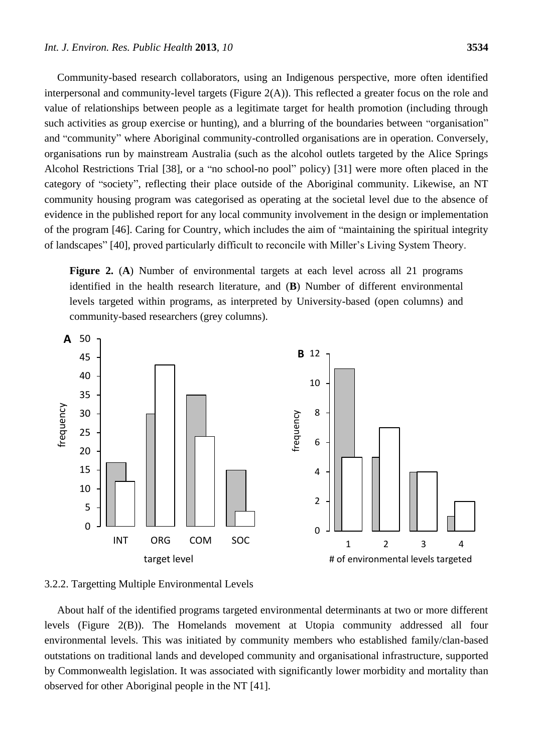Community-based research collaborators, using an Indigenous perspective, more often identified interpersonal and community-level targets (Figure 2(A)). This reflected a greater focus on the role and value of relationships between people as a legitimate target for health promotion (including through such activities as group exercise or hunting), and a blurring of the boundaries between "organisation" and "community" where Aboriginal community-controlled organisations are in operation. Conversely, organisations run by mainstream Australia (such as the alcohol outlets targeted by the Alice Springs Alcohol Restrictions Trial [38], or a "no school-no pool" policy) [31] were more often placed in the category of "society", reflecting their place outside of the Aboriginal community. Likewise, an NT community housing program was categorised as operating at the societal level due to the absence of evidence in the published report for any local community involvement in the design or implementation of the program [46]. Caring for Country, which includes the aim of "maintaining the spiritual integrity of landscapes" [40], proved particularly difficult to reconcile with Miller's Living System Theory.

**Figure 2.** (**A**) Number of environmental targets at each level across all 21 programs identified in the health research literature, and (**B**) Number of different environmental levels targeted within programs, as interpreted by University-based (open columns) and community-based researchers (grey columns).

### 3.2.2. Targetting Multiple Environmental Levels

About half of the identified programs targeted environmental determinants at two or more different levels (Figure 2(B)). The Homelands movement at Utopia community addressed all four environmental levels. This was initiated by community members who established family/clan-based outstations on traditional lands and developed community and organisational infrastructure, supported by Commonwealth legislation. It was associated with significantly lower morbidity and mortality than observed for other Aboriginal people in the NT [41].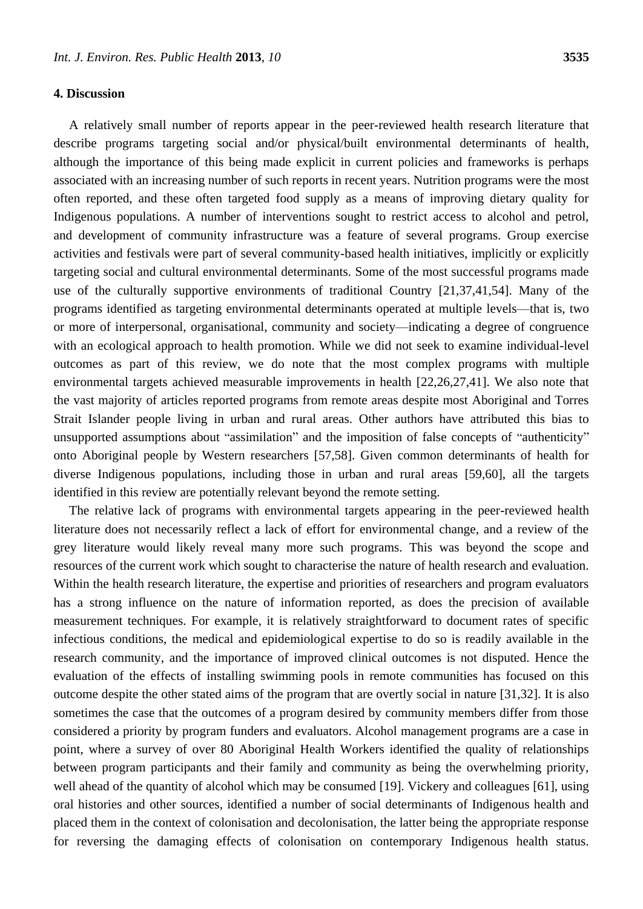## 4. Discussion

A relatively small number of reports appear in the peer-reviewed health research literature that describe programs targeting social and/or physical/built environmental determinants of health, although the importance of this being made explicit in current policies and frameworks is perhaps associated with an increasing number of such reports in recent years. Nutrition programs were the most often reported, and these often targeted food supply as a means of improving dietary quality for Indigenous populations. A number of interventions sought to restrict access to alcohol and petrol, and development of community infrastructure was a feature of several programs. Group exercise activities and festivals were part of several community-based health initiatives, implicitly or explicitly targeting social and cultural environmental determinants. Some of the most successful programs made use of the culturally supportive environments of traditional Country [21,37,41,54]. Many of the programs identified as targeting environmental determinants operated at multiple levels—that is, two or more of interpersonal, organisational, community and society—indicating a degree of congruence with an ecological approach to health promotion. While we did not seek to examine individual-level outcomes as part of this review, we do note that the most complex programs with multiple environmental targets achieved measurable improvements in health [22,26,27,41]. We also note that the vast majority of articles reported programs from remote areas despite most Aboriginal and Torres Strait Islander people living in urban and rural areas. Other authors have attributed this bias to unsupported assumptions about "assimilation" and the imposition of false concepts of "authenticity" onto Aboriginal people by Western researchers [57,58]. Given common determinants of health for diverse Indigenous populations, including those in urban and rural areas [59,60], all the targets identified in this review are potentially relevant beyond the remote setting.

The relative lack of programs with environmental targets appearing in the peer-reviewed health literature does not necessarily reflect a lack of effort for environmental change, and a review of the grey literature would likely reveal many more such programs. This was beyond the scope and resources of the current work which sought to characterise the nature of health research and evaluation. Within the health research literature, the expertise and priorities of researchers and program evaluators has a strong influence on the nature of information reported, as does the precision of available measurement techniques. For example, it is relatively straightforward to document rates of specific infectious conditions, the medical and epidemiological expertise to do so is readily available in the research community, and the importance of improved clinical outcomes is not disputed. Hence the evaluation of the effects of installing swimming pools in remote communities has focused on this outcome despite the other stated aims of the program that are overtly social in nature [31,32]. It is also sometimes the case that the outcomes of a program desired by community members differ from those considered a priority by program funders and evaluators. Alcohol management programs are a case in point, where a survey of over 80 Aboriginal Health Workers identified the quality of relationships between program participants and their family and community as being the overwhelming priority, well ahead of the quantity of alcohol which may be consumed [19]. Vickery and colleagues [61], using oral histories and other sources, identified a number of social determinants of Indigenous health and placed them in the context of colonisation and decolonisation, the latter being the appropriate response for reversing the damaging effects of colonisation on contemporary Indigenous health status.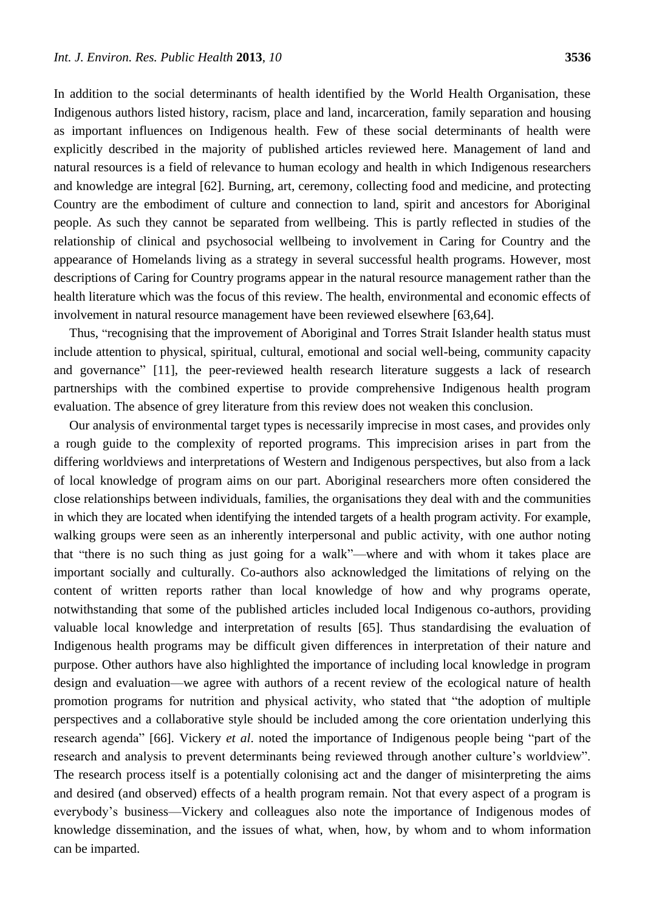In addition to the social determinants of health identified by the World Health Organisation, these Indigenous authors listed history, racism, place and land, incarceration, family separation and housing as important influences on Indigenous health. Few of these social determinants of health were explicitly described in the majority of published articles reviewed here. Management of land and natural resources is a field of relevance to human ecology and health in which Indigenous researchers and knowledge are integral [62]. Burning, art, ceremony, collecting food and medicine, and protecting Country are the embodiment of culture and connection to land, spirit and ancestors for Aboriginal people. As such they cannot be separated from wellbeing. This is partly reflected in studies of the relationship of clinical and psychosocial wellbeing to involvement in Caring for Country and the appearance of Homelands living as a strategy in several successful health programs. However, most descriptions of Caring for Country programs appear in the natural resource management rather than the health literature which was the focus of this review. The health, environmental and economic effects of involvement in natural resource management have been reviewed elsewhere [63,64].

Thus, "recognising that the improvement of Aboriginal and Torres Strait Islander health status must include attention to physical, spiritual, cultural, emotional and social well-being, community capacity and governance" [11], the peer-reviewed health research literature suggests a lack of research partnerships with the combined expertise to provide comprehensive Indigenous health program evaluation. The absence of grey literature from this review does not weaken this conclusion.

Our analysis of environmental target types is necessarily imprecise in most cases, and provides only a rough guide to the complexity of reported programs. This imprecision arises in part from the differing worldviews and interpretations of Western and Indigenous perspectives, but also from a lack of local knowledge of program aims on our part. Aboriginal researchers more often considered the close relationships between individuals, families, the organisations they deal with and the communities in which they are located when identifying the intended targets of a health program activity. For example, walking groups were seen as an inherently interpersonal and public activity, with one author noting that "there is no such thing as just going for a walk"—where and with whom it takes place are important socially and culturally. Co-authors also acknowledged the limitations of relying on the content of written reports rather than local knowledge of how and why programs operate, notwithstanding that some of the published articles included local Indigenous co-authors, providing valuable local knowledge and interpretation of results [65]. Thus standardising the evaluation of Indigenous health programs may be difficult given differences in interpretation of their nature and purpose. Other authors have also highlighted the importance of including local knowledge in program design and evaluation—we agree with authors of a recent review of the ecological nature of health promotion programs for nutrition and physical activity, who stated that "the adoption of multiple perspectives and a collaborative style should be included among the core orientation underlying this research agenda" [66]. Vickery *et al*. noted the importance of Indigenous people being "part of the research and analysis to prevent determinants being reviewed through another culture's worldview". The research process itself is a potentially colonising act and the danger of misinterpreting the aims and desired (and observed) effects of a health program remain. Not that every aspect of a program is everybody's business—Vickery and colleagues also note the importance of Indigenous modes of knowledge dissemination, and the issues of what, when, how, by whom and to whom information can be imparted.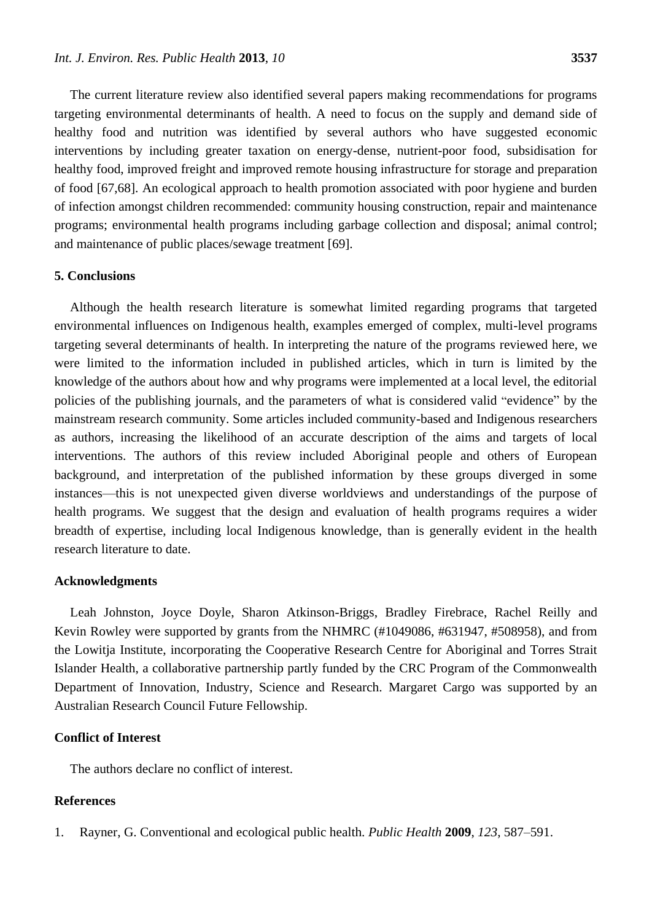The current literature review also identified several papers making recommendations for programs targeting environmental determinants of health. A need to focus on the supply and demand side of healthy food and nutrition was identified by several authors who have suggested economic interventions by including greater taxation on energy-dense, nutrient-poor food, subsidisation for healthy food, improved freight and improved remote housing infrastructure for storage and preparation of food [67,68]. An ecological approach to health promotion associated with poor hygiene and burden of infection amongst children recommended: community housing construction, repair and maintenance programs; environmental health programs including garbage collection and disposal; animal control; and maintenance of public places/sewage treatment [69].

## 5. Conclusions

Although the health research literature is somewhat limited regarding programs that targeted environmental influences on Indigenous health, examples emerged of complex, multi-level programs targeting several determinants of health. In interpreting the nature of the programs reviewed here, we were limited to the information included in published articles, which in turn is limited by the knowledge of the authors about how and why programs were implemented at a local level, the editorial policies of the publishing journals, and the parameters of what is considered valid "evidence" by the mainstream research community. Some articles included community-based and Indigenous researchers as authors, increasing the likelihood of an accurate description of the aims and targets of local interventions. The authors of this review included Aboriginal people and others of European background, and interpretation of the published information by these groups diverged in some instances—this is not unexpected given diverse worldviews and understandings of the purpose of health programs. We suggest that the design and evaluation of health programs requires a wider breadth of expertise, including local Indigenous knowledge, than is generally evident in the health research literature to date.

## Acknowledgments

Leah Johnston, Joyce Doyle, Sharon Atkinson-Briggs, Bradley Firebrace, Rachel Reilly and Kevin Rowley were supported by grants from the NHMRC (#1049086, #631947, #508958), and from the Lowitja Institute, incorporating the Cooperative Research Centre for Aboriginal and Torres Strait Islander Health, a collaborative partnership partly funded by the CRC Program of the Commonwealth Department of Innovation, Industry, Science and Research. Margaret Cargo was supported by an Australian Research Council Future Fellowship.

## Conflict of Interest

The authors declare no conflict of interest.

## References

1. Rayner, G. Conventional and ecological public health. *Public Health* **2009**, *123*, 587–591.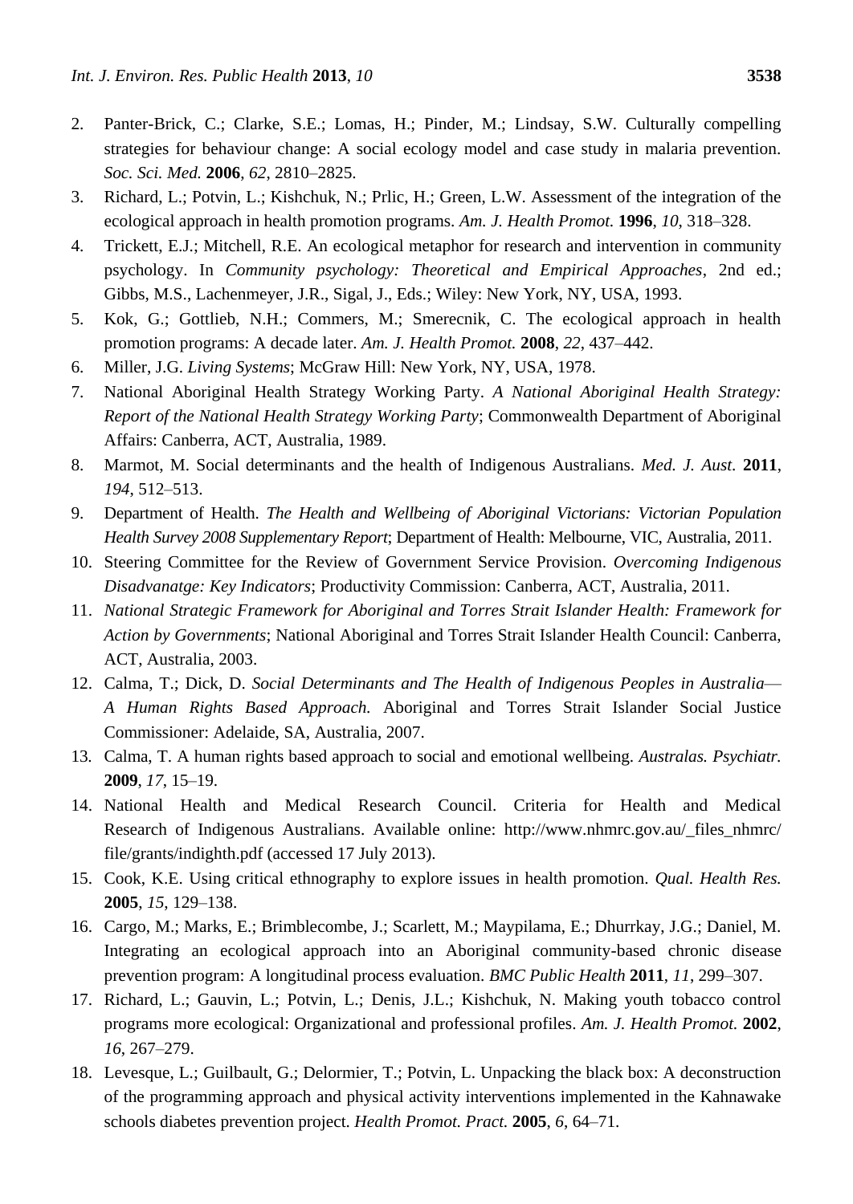2. Panter-Brick, C.; Clarke, S.E.; Lomas, H.; Pinder, M.; Lindsay, S.W. Culturally compelling strategies for behaviour change: A social ecology model and case study in malaria prevention. *Soc. Sci. Med.* **2006**, *62*, 2810–2825.
3. Richard, L.; Potvin, L.; Kishchuk, N.; Prlic, H.; Green, L.W. Assessment of the integration of the ecological approach in health promotion programs. *Am. J. Health Promot.* **1996**, *10*, 318–328.
4. Trickett, E.J.; Mitchell, R.E. An ecological metaphor for research and intervention in community psychology. In *Community psychology: Theoretical and Empirical Approaches*, 2nd ed.; Gibbs, M.S., Lachenmeyer, J.R., Sigal, J., Eds.; Wiley: New York, NY, USA, 1993.
5. Kok, G.; Gottlieb, N.H.; Commers, M.; Smerecnik, C. The ecological approach in health promotion programs: A decade later. *Am. J. Health Promot.* **2008**, *22*, 437–442.
6. Miller, J.G. *Living Systems*; McGraw Hill: New York, NY, USA, 1978.
7. National Aboriginal Health Strategy Working Party. *A National Aboriginal Health Strategy: Report of the National Health Strategy Working Party*; Commonwealth Department of Aboriginal Affairs: Canberra, ACT, Australia, 1989.
8. Marmot, M. Social determinants and the health of Indigenous Australians. *Med. J. Aust.* **2011**, *194*, 512–513.
9. Department of Health. *The Health and Wellbeing of Aboriginal Victorians: Victorian Population Health Survey 2008 Supplementary Report*; Department of Health: Melbourne, VIC, Australia, 2011.
10. Steering Committee for the Review of Government Service Provision. *Overcoming Indigenous Disadvanatge: Key Indicators*; Productivity Commission: Canberra, ACT, Australia, 2011.
11. *National Strategic Framework for Aboriginal and Torres Strait Islander Health: Framework for Action by Governments*; National Aboriginal and Torres Strait Islander Health Council: Canberra, ACT, Australia, 2003.
12. Calma, T.; Dick, D. *Social Determinants and The Health of Indigenous Peoples in Australia—A Human Rights Based Approach.* Aboriginal and Torres Strait Islander Social Justice Commissioner: Adelaide, SA, Australia, 2007.
13. Calma, T. A human rights based approach to social and emotional wellbeing. *Australas. Psychiatr.* **2009**, *17*, 15–19.
14. National Health and Medical Research Council. Criteria for Health and Medical Research of Indigenous Australians. Available online: http://www.nhmrc.gov.au/_files_nhmrc/file/grants/indighth.pdf (accessed 17 July 2013).
15. Cook, K.E. Using critical ethnography to explore issues in health promotion. *Qual. Health Res.* **2005**, *15*, 129–138.
16. Cargo, M.; Marks, E.; Brimblecombe, J.; Scarlett, M.; Maypilama, E.; Dhurrkay, J.G.; Daniel, M. Integrating an ecological approach into an Aboriginal community-based chronic disease prevention program: A longitudinal process evaluation. *BMC Public Health* **2011**, *11*, 299–307.
17. Richard, L.; Gauvin, L.; Potvin, L.; Denis, J.L.; Kishchuk, N. Making youth tobacco control programs more ecological: Organizational and professional profiles. *Am. J. Health Promot.* **2002**, *16*, 267–279.
18. Levesque, L.; Guilbault, G.; Delormier, T.; Potvin, L. Unpacking the black box: A deconstruction of the programming approach and physical activity interventions implemented in the Kahnawake schools diabetes prevention project. *Health Promot. Pract.* **2005**, *6*, 64–71.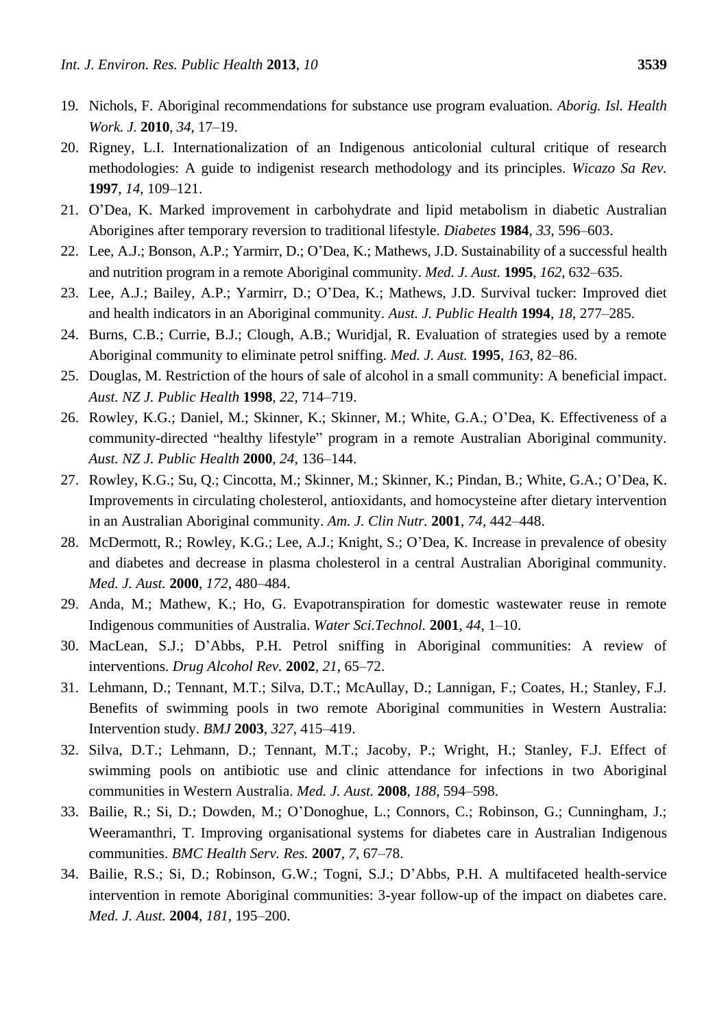19. Nichols, F. Aboriginal recommendations for substance use program evaluation. *Aborig. Isl. Health Work. J.* **2010**, *34*, 17–19.
20. Rigney, L.I. Internationalization of an Indigenous anticolonial cultural critique of research methodologies: A guide to indigenist research methodology and its principles. *Wicazo Sa Rev.* **1997**, *14*, 109–121.
21. O'Dea, K. Marked improvement in carbohydrate and lipid metabolism in diabetic Australian Aborigines after temporary reversion to traditional lifestyle. *Diabetes* **1984**, *33*, 596–603.
22. Lee, A.J.; Bonson, A.P.; Yarmirr, D.; O'Dea, K.; Mathews, J.D. Sustainability of a successful health and nutrition program in a remote Aboriginal community. *Med. J. Aust.* **1995**, *162*, 632–635.
23. Lee, A.J.; Bailey, A.P.; Yarmirr, D.; O'Dea, K.; Mathews, J.D. Survival tucker: Improved diet and health indicators in an Aboriginal community. *Aust. J. Public Health* **1994**, *18*, 277–285.
24. Burns, C.B.; Currie, B.J.; Clough, A.B.; Wuridjal, R. Evaluation of strategies used by a remote Aboriginal community to eliminate petrol sniffing. *Med. J. Aust.* **1995**, *163*, 82–86.
25. Douglas, M. Restriction of the hours of sale of alcohol in a small community: A beneficial impact. *Aust. NZ J. Public Health* **1998**, *22*, 714–719.
26. Rowley, K.G.; Daniel, M.; Skinner, K.; Skinner, M.; White, G.A.; O'Dea, K. Effectiveness of a community-directed "healthy lifestyle" program in a remote Australian Aboriginal community. *Aust. NZ J. Public Health* **2000**, *24*, 136–144.
27. Rowley, K.G.; Su, Q.; Cincotta, M.; Skinner, M.; Skinner, K.; Pindan, B.; White, G.A.; O'Dea, K. Improvements in circulating cholesterol, antioxidants, and homocysteine after dietary intervention in an Australian Aboriginal community. *Am. J. Clin Nutr.* **2001**, *74*, 442–448.
28. McDermott, R.; Rowley, K.G.; Lee, A.J.; Knight, S.; O'Dea, K. Increase in prevalence of obesity and diabetes and decrease in plasma cholesterol in a central Australian Aboriginal community. *Med. J. Aust.* **2000**, *172*, 480–484.
29. Anda, M.; Mathew, K.; Ho, G. Evapotranspiration for domestic wastewater reuse in remote Indigenous communities of Australia. *Water Sci.Technol.* **2001**, *44*, 1–10.
30. MacLean, S.J.; D'Abbs, P.H. Petrol sniffing in Aboriginal communities: A review of interventions. *Drug Alcohol Rev.* **2002**, *21*, 65–72.
31. Lehmann, D.; Tennant, M.T.; Silva, D.T.; McAullay, D.; Lannigan, F.; Coates, H.; Stanley, F.J. Benefits of swimming pools in two remote Aboriginal communities in Western Australia: Intervention study. *BMJ* **2003**, *327*, 415–419.
32. Silva, D.T.; Lehmann, D.; Tennant, M.T.; Jacoby, P.; Wright, H.; Stanley, F.J. Effect of swimming pools on antibiotic use and clinic attendance for infections in two Aboriginal communities in Western Australia. *Med. J. Aust.* **2008**, *188*, 594–598.
33. Bailie, R.; Si, D.; Dowden, M.; O'Donoghue, L.; Connors, C.; Robinson, G.; Cunningham, J.; Weeramanthri, T. Improving organisational systems for diabetes care in Australian Indigenous communities. *BMC Health Serv. Res.* **2007**, *7*, 67–78.
34. Bailie, R.S.; Si, D.; Robinson, G.W.; Togni, S.J.; D'Abbs, P.H. A multifaceted health-service intervention in remote Aboriginal communities: 3-year follow-up of the impact on diabetes care. *Med. J. Aust.* **2004**, *181*, 195–200.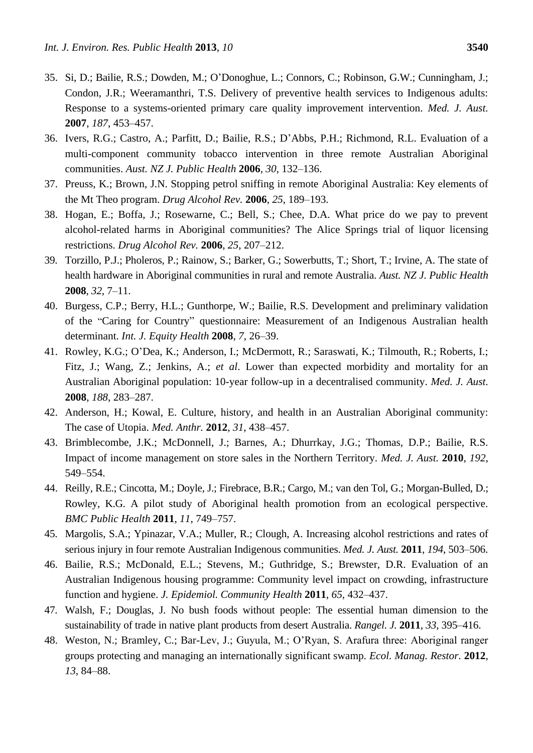35. Si, D.; Bailie, R.S.; Dowden, M.; O'Donoghue, L.; Connors, C.; Robinson, G.W.; Cunningham, J.; Condon, J.R.; Weeramanthri, T.S. Delivery of preventive health services to Indigenous adults: Response to a systems-oriented primary care quality improvement intervention. *Med. J. Aust.* **2007**, *187*, 453–457.
36. Ivers, R.G.; Castro, A.; Parfitt, D.; Bailie, R.S.; D'Abbs, P.H.; Richmond, R.L. Evaluation of a multi-component community tobacco intervention in three remote Australian Aboriginal communities. *Aust. NZ J. Public Health* **2006**, *30*, 132–136.
37. Preuss, K.; Brown, J.N. Stopping petrol sniffing in remote Aboriginal Australia: Key elements of the Mt Theo program. *Drug Alcohol Rev.* **2006**, *25*, 189–193.
38. Hogan, E.; Boffa, J.; Rosewarne, C.; Bell, S.; Chee, D.A. What price do we pay to prevent alcohol-related harms in Aboriginal communities? The Alice Springs trial of liquor licensing restrictions. *Drug Alcohol Rev.* **2006**, *25*, 207–212.
39. Torzillo, P.J.; Pholeros, P.; Rainow, S.; Barker, G.; Sowerbutts, T.; Short, T.; Irvine, A. The state of health hardware in Aboriginal communities in rural and remote Australia. *Aust. NZ J. Public Health* **2008**, *32*, 7–11.
40. Burgess, C.P.; Berry, H.L.; Gunthorpe, W.; Bailie, R.S. Development and preliminary validation of the "Caring for Country" questionnaire: Measurement of an Indigenous Australian health determinant. *Int. J. Equity Health* **2008**, *7*, 26–39.
41. Rowley, K.G.; O'Dea, K.; Anderson, I.; McDermott, R.; Saraswati, K.; Tilmouth, R.; Roberts, I.; Fitz, J.; Wang, Z.; Jenkins, A.; *et al*. Lower than expected morbidity and mortality for an Australian Aboriginal population: 10-year follow-up in a decentralised community. *Med. J. Aust.* **2008**, *188*, 283–287.
42. Anderson, H.; Kowal, E. Culture, history, and health in an Australian Aboriginal community: The case of Utopia. *Med. Anthr.* **2012**, *31*, 438–457.
43. Brimblecombe, J.K.; McDonnell, J.; Barnes, A.; Dhurrkay, J.G.; Thomas, D.P.; Bailie, R.S. Impact of income management on store sales in the Northern Territory. *Med. J. Aust.* **2010**, *192*, 549–554.
44. Reilly, R.E.; Cincotta, M.; Doyle, J.; Firebrace, B.R.; Cargo, M.; van den Tol, G.; Morgan-Bulled, D.; Rowley, K.G. A pilot study of Aboriginal health promotion from an ecological perspective. *BMC Public Health* **2011**, *11*, 749–757.
45. Margolis, S.A.; Ypinazar, V.A.; Muller, R.; Clough, A. Increasing alcohol restrictions and rates of serious injury in four remote Australian Indigenous communities. *Med. J. Aust.* **2011**, *194*, 503–506.
46. Bailie, R.S.; McDonald, E.L.; Stevens, M.; Guthridge, S.; Brewster, D.R. Evaluation of an Australian Indigenous housing programme: Community level impact on crowding, infrastructure function and hygiene. *J. Epidemiol. Community Health* **2011**, *65*, 432–437.
47. Walsh, F.; Douglas, J. No bush foods without people: The essential human dimension to the sustainability of trade in native plant products from desert Australia. *Rangel. J.* **2011**, *33*, 395–416.
48. Weston, N.; Bramley, C.; Bar-Lev, J.; Guyula, M.; O'Ryan, S. Arafura three: Aboriginal ranger groups protecting and managing an internationally significant swamp. *Ecol. Manag. Restor.* **2012**, *13*, 84–88.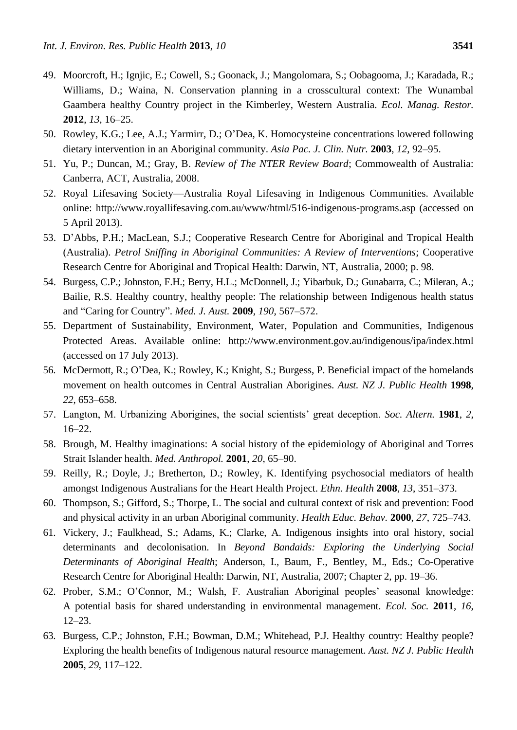49. Moorcroft, H.; Ignjic, E.; Cowell, S.; Goonack, J.; Mangolomara, S.; Oobagooma, J.; Karadada, R.; Williams, D.; Waina, N. Conservation planning in a crosscultural context: The Wunambal Gaambera healthy Country project in the Kimberley, Western Australia. *Ecol. Manag. Restor.* **2012**, *13*, 16–25.
50. Rowley, K.G.; Lee, A.J.; Yarmirr, D.; O'Dea, K. Homocysteine concentrations lowered following dietary intervention in an Aboriginal community. *Asia Pac. J. Clin. Nutr.* **2003**, *12*, 92–95.
51. Yu, P.; Duncan, M.; Gray, B. *Review of The NTER Review Board*; Commowealth of Australia: Canberra, ACT, Australia, 2008.
52. Royal Lifesaving Society—Australia Royal Lifesaving in Indigenous Communities. Available online: http://www.royallifesaving.com.au/www/html/516-indigenous-programs.asp (accessed on 5 April 2013).
53. D'Abbs, P.H.; MacLean, S.J.; Cooperative Research Centre for Aboriginal and Tropical Health (Australia). *Petrol Sniffing in Aboriginal Communities: A Review of Interventions*; Cooperative Research Centre for Aboriginal and Tropical Health: Darwin, NT, Australia, 2000; p. 98.
54. Burgess, C.P.; Johnston, F.H.; Berry, H.L.; McDonnell, J.; Yibarbuk, D.; Gunabarra, C.; Mileran, A.; Bailie, R.S. Healthy country, healthy people: The relationship between Indigenous health status and "Caring for Country". *Med. J. Aust.* **2009**, *190*, 567–572.
55. Department of Sustainability, Environment, Water, Population and Communities, Indigenous Protected Areas. Available online: http://www.environment.gov.au/indigenous/ipa/index.html (accessed on 17 July 2013).
56. McDermott, R.; O'Dea, K.; Rowley, K.; Knight, S.; Burgess, P. Beneficial impact of the homelands movement on health outcomes in Central Australian Aborigines. *Aust. NZ J. Public Health* **1998**, *22*, 653–658.
57. Langton, M. Urbanizing Aborigines, the social scientists' great deception. *Soc. Altern.* **1981**, *2*, 16–22.
58. Brough, M. Healthy imaginations: A social history of the epidemiology of Aboriginal and Torres Strait Islander health. *Med. Anthropol.* **2001**, *20*, 65–90.
59. Reilly, R.; Doyle, J.; Bretherton, D.; Rowley, K. Identifying psychosocial mediators of health amongst Indigenous Australians for the Heart Health Project. *Ethn. Health* **2008**, *13*, 351–373.
60. Thompson, S.; Gifford, S.; Thorpe, L. The social and cultural context of risk and prevention: Food and physical activity in an urban Aboriginal community. *Health Educ. Behav.* **2000**, *27*, 725–743.
61. Vickery, J.; Faulkhead, S.; Adams, K.; Clarke, A. Indigenous insights into oral history, social determinants and decolonisation. In *Beyond Bandaids: Exploring the Underlying Social Determinants of Aboriginal Health*; Anderson, I., Baum, F., Bentley, M., Eds.; Co-Operative Research Centre for Aboriginal Health: Darwin, NT, Australia, 2007; Chapter 2, pp. 19–36.
62. Prober, S.M.; O'Connor, M.; Walsh, F. Australian Aboriginal peoples' seasonal knowledge: A potential basis for shared understanding in environmental management. *Ecol. Soc.* **2011**, *16*, 12–23.
63. Burgess, C.P.; Johnston, F.H.; Bowman, D.M.; Whitehead, P.J. Healthy country: Healthy people? Exploring the health benefits of Indigenous natural resource management. *Aust. NZ J. Public Health* **2005**, *29*, 117–122.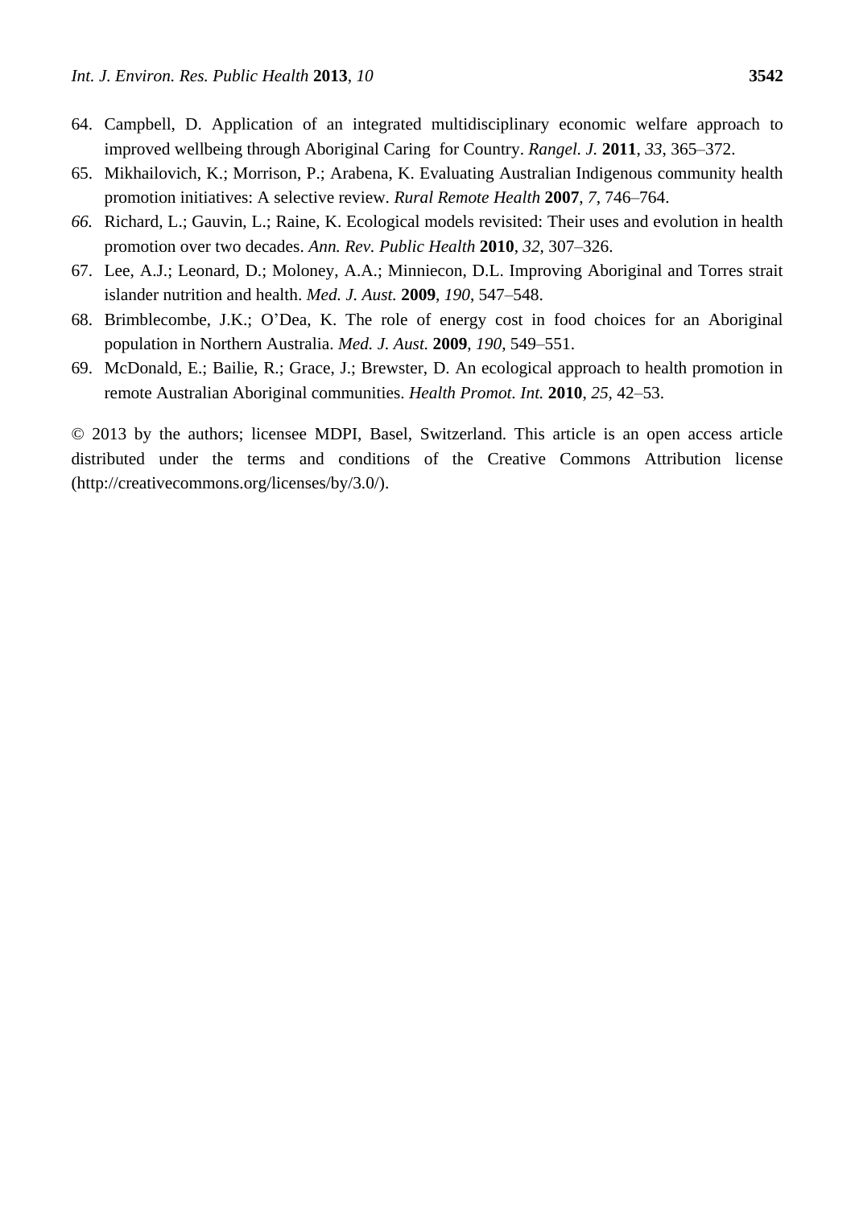64. Campbell, D. Application of an integrated multidisciplinary economic welfare approach to improved wellbeing through Aboriginal Caring for Country. *Rangel. J.* **2011**, *33*, 365–372.
65. Mikhailovich, K.; Morrison, P.; Arabena, K. Evaluating Australian Indigenous community health promotion initiatives: A selective review. *Rural Remote Health* **2007**, *7*, 746–764.
66. Richard, L.; Gauvin, L.; Raine, K. Ecological models revisited: Their uses and evolution in health promotion over two decades. *Ann. Rev. Public Health* **2010**, *32*, 307–326.
67. Lee, A.J.; Leonard, D.; Moloney, A.A.; Minniecon, D.L. Improving Aboriginal and Torres strait islander nutrition and health. *Med. J. Aust.* **2009**, *190*, 547–548.
68. Brimblecombe, J.K.; O'Dea, K. The role of energy cost in food choices for an Aboriginal population in Northern Australia. *Med. J. Aust.* **2009**, *190*, 549–551.
69. McDonald, E.; Bailie, R.; Grace, J.; Brewster, D. An ecological approach to health promotion in remote Australian Aboriginal communities. *Health Promot. Int.* **2010**, *25*, 42–53.

© 2013 by the authors; licensee MDPI, Basel, Switzerland. This article is an open access article distributed under the terms and conditions of the Creative Commons Attribution license (http://creativecommons.org/licenses/by/3.0/).